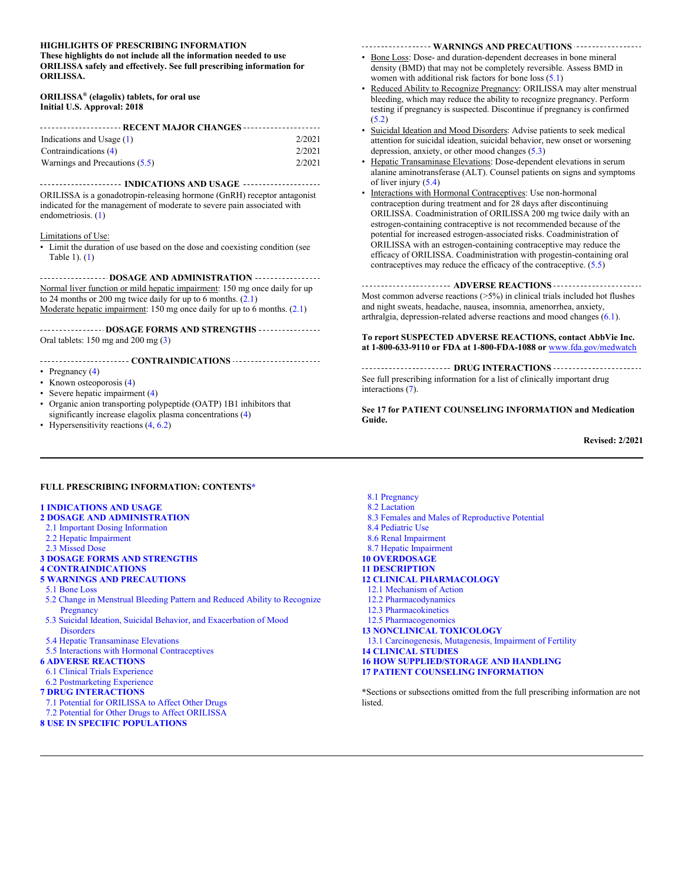**HIGHLIGHTS OF PRESCRIBING INFORMATION**
**These highlights do not include all the information needed to use ORILISSA safely and effectively. See full prescribing information for ORILISSA.**

**ORILISSA® (elagolix) tablets, for oral use**
**Initial U.S. Approval: 2018**

## RECENT MAJOR CHANGES

| | |
|---|---|
| Indications and Usage (1) | 2/2021 |
| Contraindications (4) | 2/2021 |
| Warnings and Precautions (5.5) | 2/2021 |

## INDICATIONS AND USAGE

ORILISSA is a gonadotropin-releasing hormone (GnRH) receptor antagonist indicated for the management of moderate to severe pain associated with endometriosis. (1)

Limitations of Use:

- Limit the duration of use based on the dose and coexisting condition (see Table 1). (1)

## DOSAGE AND ADMINISTRATION

Normal liver function or mild hepatic impairment: 150 mg once daily for up to 24 months or 200 mg twice daily for up to 6 months. (2.1)
Moderate hepatic impairment: 150 mg once daily for up to 6 months. (2.1)

## DOSAGE FORMS AND STRENGTHS

Oral tablets: 150 mg and 200 mg (3)

## CONTRAINDICATIONS

- Pregnancy (4)
- Known osteoporosis (4)
- Severe hepatic impairment (4)
- Organic anion transporting polypeptide (OATP) 1B1 inhibitors that significantly increase elagolix plasma concentrations (4)
- Hypersensitivity reactions (4, 6.2)

## WARNINGS AND PRECAUTIONS

- Bone Loss: Dose- and duration-dependent decreases in bone mineral density (BMD) that may not be completely reversible. Assess BMD in women with additional risk factors for bone loss (5.1)
- Reduced Ability to Recognize Pregnancy: ORILISSA may alter menstrual bleeding, which may reduce the ability to recognize pregnancy. Perform testing if pregnancy is suspected. Discontinue if pregnancy is confirmed (5.2)
- Suicidal Ideation and Mood Disorders: Advise patients to seek medical attention for suicidal ideation, suicidal behavior, new onset or worsening depression, anxiety, or other mood changes (5.3)
- Hepatic Transaminase Elevations: Dose-dependent elevations in serum alanine aminotransferase (ALT). Counsel patients on signs and symptoms of liver injury (5.4)
- Interactions with Hormonal Contraceptives: Use non-hormonal contraception during treatment and for 28 days after discontinuing ORILISSA. Coadministration of ORILISSA 200 mg twice daily with an estrogen-containing contraceptive is not recommended because of the potential for increased estrogen-associated risks. Coadministration of ORILISSA with an estrogen-containing contraceptive may reduce the efficacy of ORILISSA. Coadministration with progestin-containing oral contraceptives may reduce the efficacy of the contraceptive. (5.5)

## ADVERSE REACTIONS

Most common adverse reactions (>5%) in clinical trials included hot flushes and night sweats, headache, nausea, insomnia, amenorrhea, anxiety, arthralgia, depression-related adverse reactions and mood changes (6.1).

**To report SUSPECTED ADVERSE REACTIONS, contact AbbVie Inc. at 1-800-633-9110 or FDA at 1-800-FDA-1088 or** www.fda.gov/medwatch

## DRUG INTERACTIONS

See full prescribing information for a list of clinically important drug interactions (7).

**See 17 for PATIENT COUNSELING INFORMATION and Medication Guide.**

**Revised: 2/2021**

---

**FULL PRESCRIBING INFORMATION: CONTENTS***

**1 INDICATIONS AND USAGE**
**2 DOSAGE AND ADMINISTRATION**
- 2.1 Important Dosing Information
- 2.2 Hepatic Impairment
- 2.3 Missed Dose

**3 DOSAGE FORMS AND STRENGTHS**
**4 CONTRAINDICATIONS**
**5 WARNINGS AND PRECAUTIONS**
- 5.1 Bone Loss
- 5.2 Change in Menstrual Bleeding Pattern and Reduced Ability to Recognize Pregnancy
- 5.3 Suicidal Ideation, Suicidal Behavior, and Exacerbation of Mood Disorders
- 5.4 Hepatic Transaminase Elevations
- 5.5 Interactions with Hormonal Contraceptives

**6 ADVERSE REACTIONS**
- 6.1 Clinical Trials Experience
- 6.2 Postmarketing Experience

**7 DRUG INTERACTIONS**
- 7.1 Potential for ORILISSA to Affect Other Drugs
- 7.2 Potential for Other Drugs to Affect ORILISSA

**8 USE IN SPECIFIC POPULATIONS**
- 8.1 Pregnancy
- 8.2 Lactation
- 8.3 Females and Males of Reproductive Potential
- 8.4 Pediatric Use
- 8.6 Renal Impairment
- 8.7 Hepatic Impairment

**10 OVERDOSAGE**
**11 DESCRIPTION**
**12 CLINICAL PHARMACOLOGY**
- 12.1 Mechanism of Action
- 12.2 Pharmacodynamics
- 12.3 Pharmacokinetics
- 12.5 Pharmacogenomics

**13 NONCLINICAL TOXICOLOGY**
- 13.1 Carcinogenesis, Mutagenesis, Impairment of Fertility

**14 CLINICAL STUDIES**
**16 HOW SUPPLIED/STORAGE AND HANDLING**
**17 PATIENT COUNSELING INFORMATION**

*Sections or subsections omitted from the full prescribing information are not listed.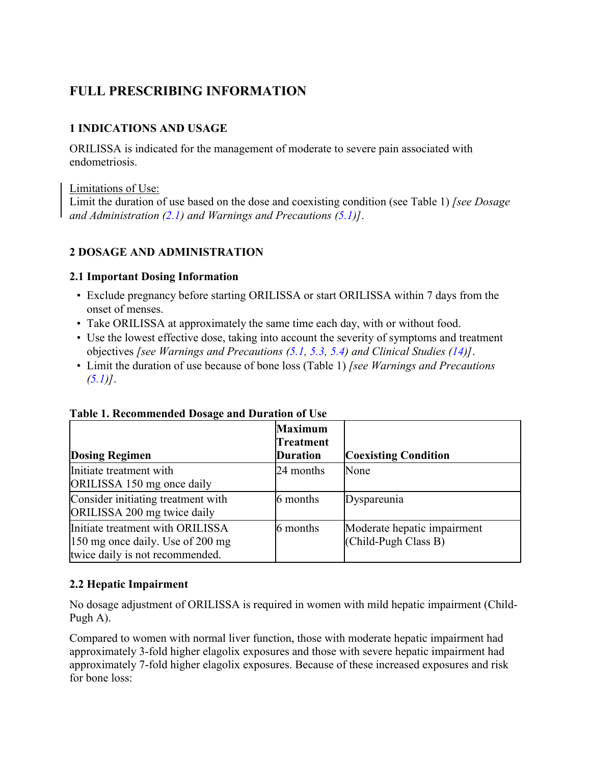# FULL PRESCRIBING INFORMATION

## 1 INDICATIONS AND USAGE

ORILISSA is indicated for the management of moderate to severe pain associated with endometriosis.

Limitations of Use:
Limit the duration of use based on the dose and coexisting condition (see Table 1) *[see Dosage and Administration (2.1) and Warnings and Precautions (5.1)]*.

## 2 DOSAGE AND ADMINISTRATION

### 2.1 Important Dosing Information

- Exclude pregnancy before starting ORILISSA or start ORILISSA within 7 days from the onset of menses.
- Take ORILISSA at approximately the same time each day, with or without food.
- Use the lowest effective dose, taking into account the severity of symptoms and treatment objectives *[see Warnings and Precautions (5.1, 5.3, 5.4) and Clinical Studies (14)]*.
- Limit the duration of use because of bone loss (Table 1) *[see Warnings and Precautions (5.1)]*.

**Table 1. Recommended Dosage and Duration of Use**

| Dosing Regimen | Maximum Treatment Duration | Coexisting Condition |
|---|---|---|
| Initiate treatment with ORILISSA 150 mg once daily | 24 months | None |
| Consider initiating treatment with ORILISSA 200 mg twice daily | 6 months | Dyspareunia |
| Initiate treatment with ORILISSA 150 mg once daily. Use of 200 mg twice daily is not recommended. | 6 months | Moderate hepatic impairment (Child-Pugh Class B) |

### 2.2 Hepatic Impairment

No dosage adjustment of ORILISSA is required in women with mild hepatic impairment (Child-Pugh A).

Compared to women with normal liver function, those with moderate hepatic impairment had approximately 3-fold higher elagolix exposures and those with severe hepatic impairment had approximately 7-fold higher elagolix exposures. Because of these increased exposures and risk for bone loss: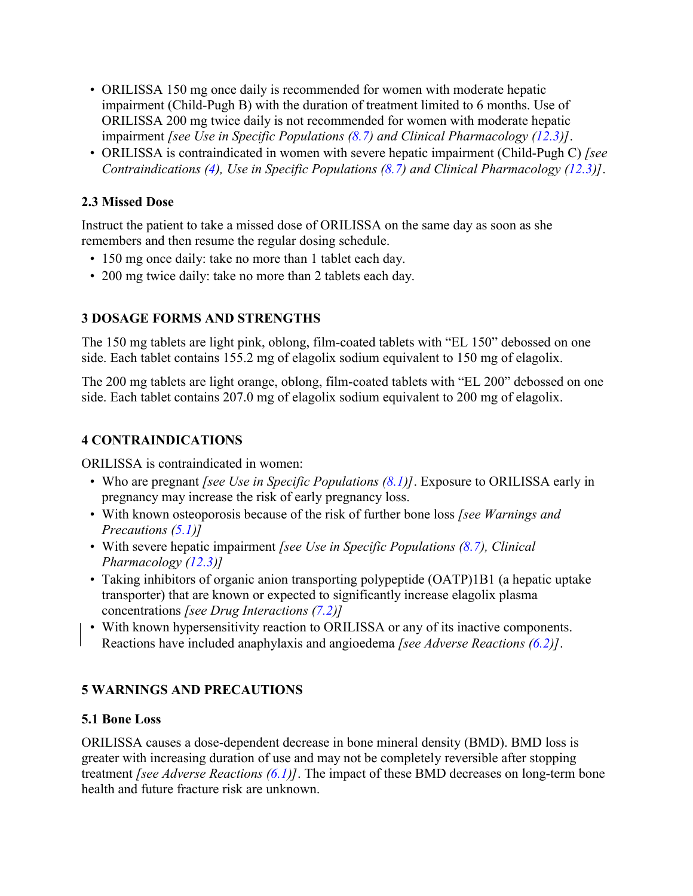- ORILISSA 150 mg once daily is recommended for women with moderate hepatic impairment (Child-Pugh B) with the duration of treatment limited to 6 months. Use of ORILISSA 200 mg twice daily is not recommended for women with moderate hepatic impairment *[see Use in Specific Populations (8.7) and Clinical Pharmacology (12.3)]*.
- ORILISSA is contraindicated in women with severe hepatic impairment (Child-Pugh C) *[see Contraindications (4), Use in Specific Populations (8.7) and Clinical Pharmacology (12.3)]*.

### 2.3 Missed Dose

Instruct the patient to take a missed dose of ORILISSA on the same day as soon as she remembers and then resume the regular dosing schedule.

- 150 mg once daily: take no more than 1 tablet each day.
- 200 mg twice daily: take no more than 2 tablets each day.

## 3 DOSAGE FORMS AND STRENGTHS

The 150 mg tablets are light pink, oblong, film-coated tablets with "EL 150" debossed on one side. Each tablet contains 155.2 mg of elagolix sodium equivalent to 150 mg of elagolix.

The 200 mg tablets are light orange, oblong, film-coated tablets with "EL 200" debossed on one side. Each tablet contains 207.0 mg of elagolix sodium equivalent to 200 mg of elagolix.

## 4 CONTRAINDICATIONS

ORILISSA is contraindicated in women:

- Who are pregnant *[see Use in Specific Populations (8.1)]*. Exposure to ORILISSA early in pregnancy may increase the risk of early pregnancy loss.
- With known osteoporosis because of the risk of further bone loss *[see Warnings and Precautions (5.1)]*
- With severe hepatic impairment *[see Use in Specific Populations (8.7), Clinical Pharmacology (12.3)]*
- Taking inhibitors of organic anion transporting polypeptide (OATP)1B1 (a hepatic uptake transporter) that are known or expected to significantly increase elagolix plasma concentrations *[see Drug Interactions (7.2)]*
- With known hypersensitivity reaction to ORILISSA or any of its inactive components. Reactions have included anaphylaxis and angioedema *[see Adverse Reactions (6.2)]*.

## 5 WARNINGS AND PRECAUTIONS

### 5.1 Bone Loss

ORILISSA causes a dose-dependent decrease in bone mineral density (BMD). BMD loss is greater with increasing duration of use and may not be completely reversible after stopping treatment *[see Adverse Reactions (6.1)]*. The impact of these BMD decreases on long-term bone health and future fracture risk are unknown.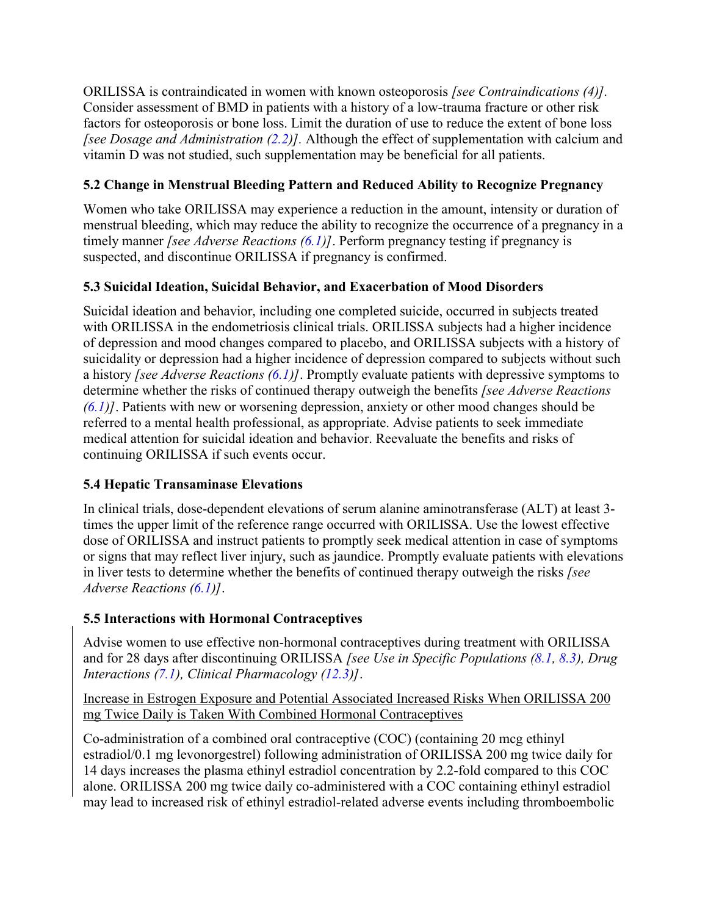ORILISSA is contraindicated in women with known osteoporosis *[see Contraindications (4)]*. Consider assessment of BMD in patients with a history of a low-trauma fracture or other risk factors for osteoporosis or bone loss. Limit the duration of use to reduce the extent of bone loss *[see Dosage and Administration (2.2)].* Although the effect of supplementation with calcium and vitamin D was not studied, such supplementation may be beneficial for all patients.

### 5.2 Change in Menstrual Bleeding Pattern and Reduced Ability to Recognize Pregnancy

Women who take ORILISSA may experience a reduction in the amount, intensity or duration of menstrual bleeding, which may reduce the ability to recognize the occurrence of a pregnancy in a timely manner *[see Adverse Reactions (6.1)]*. Perform pregnancy testing if pregnancy is suspected, and discontinue ORILISSA if pregnancy is confirmed.

### 5.3 Suicidal Ideation, Suicidal Behavior, and Exacerbation of Mood Disorders

Suicidal ideation and behavior, including one completed suicide, occurred in subjects treated with ORILISSA in the endometriosis clinical trials. ORILISSA subjects had a higher incidence of depression and mood changes compared to placebo, and ORILISSA subjects with a history of suicidality or depression had a higher incidence of depression compared to subjects without such a history *[see Adverse Reactions (6.1)]*. Promptly evaluate patients with depressive symptoms to determine whether the risks of continued therapy outweigh the benefits *[see Adverse Reactions (6.1)]*. Patients with new or worsening depression, anxiety or other mood changes should be referred to a mental health professional, as appropriate. Advise patients to seek immediate medical attention for suicidal ideation and behavior. Reevaluate the benefits and risks of continuing ORILISSA if such events occur.

### 5.4 Hepatic Transaminase Elevations

In clinical trials, dose-dependent elevations of serum alanine aminotransferase (ALT) at least 3-times the upper limit of the reference range occurred with ORILISSA. Use the lowest effective dose of ORILISSA and instruct patients to promptly seek medical attention in case of symptoms or signs that may reflect liver injury, such as jaundice. Promptly evaluate patients with elevations in liver tests to determine whether the benefits of continued therapy outweigh the risks *[see Adverse Reactions (6.1)]*.

### 5.5 Interactions with Hormonal Contraceptives

Advise women to use effective non-hormonal contraceptives during treatment with ORILISSA and for 28 days after discontinuing ORILISSA *[see Use in Specific Populations (8.1, 8.3), Drug Interactions (7.1), Clinical Pharmacology (12.3)]*.

Increase in Estrogen Exposure and Potential Associated Increased Risks When ORILISSA 200 mg Twice Daily is Taken With Combined Hormonal Contraceptives

Co-administration of a combined oral contraceptive (COC) (containing 20 mcg ethinyl estradiol/0.1 mg levonorgestrel) following administration of ORILISSA 200 mg twice daily for 14 days increases the plasma ethinyl estradiol concentration by 2.2-fold compared to this COC alone. ORILISSA 200 mg twice daily co-administered with a COC containing ethinyl estradiol may lead to increased risk of ethinyl estradiol-related adverse events including thromboembolic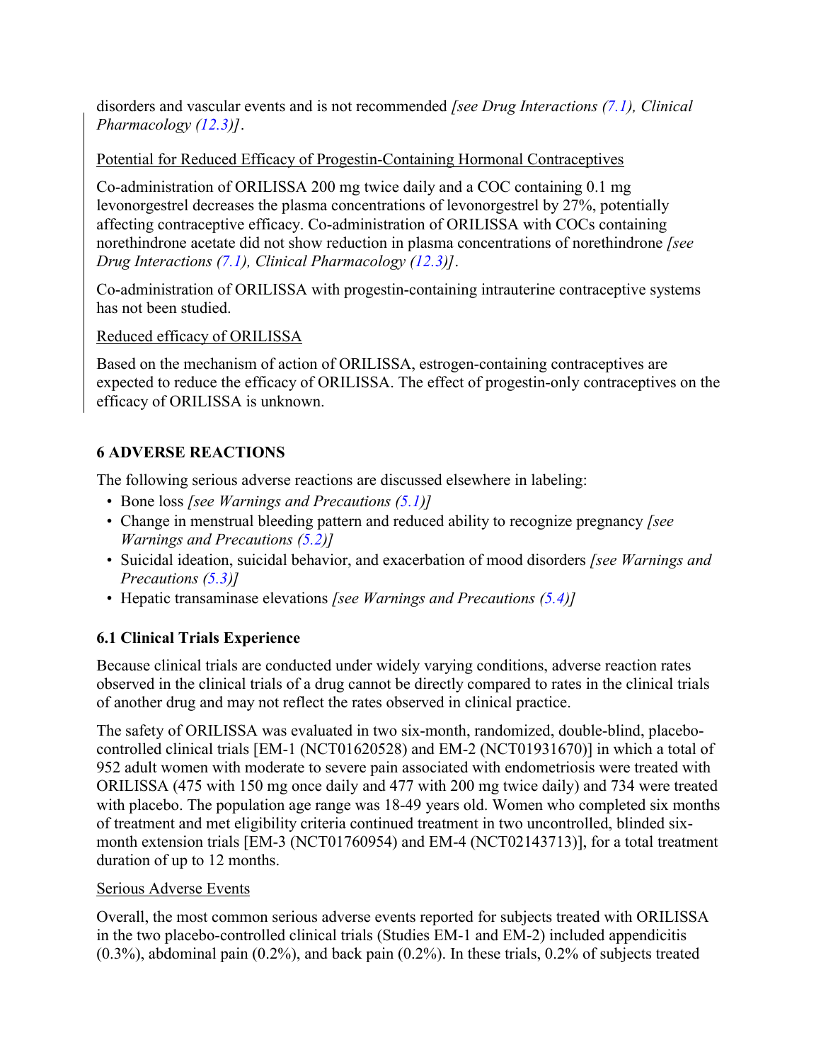disorders and vascular events and is not recommended *[see Drug Interactions (7.1), Clinical Pharmacology (12.3)]*.

Potential for Reduced Efficacy of Progestin-Containing Hormonal Contraceptives

Co-administration of ORILISSA 200 mg twice daily and a COC containing 0.1 mg levonorgestrel decreases the plasma concentrations of levonorgestrel by 27%, potentially affecting contraceptive efficacy. Co-administration of ORILISSA with COCs containing norethindrone acetate did not show reduction in plasma concentrations of norethindrone *[see Drug Interactions (7.1), Clinical Pharmacology (12.3)]*.

Co-administration of ORILISSA with progestin-containing intrauterine contraceptive systems has not been studied.

Reduced efficacy of ORILISSA

Based on the mechanism of action of ORILISSA, estrogen-containing contraceptives are expected to reduce the efficacy of ORILISSA. The effect of progestin-only contraceptives on the efficacy of ORILISSA is unknown.

## 6 ADVERSE REACTIONS

The following serious adverse reactions are discussed elsewhere in labeling:

- Bone loss *[see Warnings and Precautions (5.1)]*
- Change in menstrual bleeding pattern and reduced ability to recognize pregnancy *[see Warnings and Precautions (5.2)]*
- Suicidal ideation, suicidal behavior, and exacerbation of mood disorders *[see Warnings and Precautions (5.3)]*
- Hepatic transaminase elevations *[see Warnings and Precautions (5.4)]*

### 6.1 Clinical Trials Experience

Because clinical trials are conducted under widely varying conditions, adverse reaction rates observed in the clinical trials of a drug cannot be directly compared to rates in the clinical trials of another drug and may not reflect the rates observed in clinical practice.

The safety of ORILISSA was evaluated in two six-month, randomized, double-blind, placebo-controlled clinical trials [EM-1 (NCT01620528) and EM-2 (NCT01931670)] in which a total of 952 adult women with moderate to severe pain associated with endometriosis were treated with ORILISSA (475 with 150 mg once daily and 477 with 200 mg twice daily) and 734 were treated with placebo. The population age range was 18-49 years old. Women who completed six months of treatment and met eligibility criteria continued treatment in two uncontrolled, blinded six-month extension trials [EM-3 (NCT01760954) and EM-4 (NCT02143713)], for a total treatment duration of up to 12 months.

Serious Adverse Events

Overall, the most common serious adverse events reported for subjects treated with ORILISSA in the two placebo-controlled clinical trials (Studies EM-1 and EM-2) included appendicitis (0.3%), abdominal pain (0.2%), and back pain (0.2%). In these trials, 0.2% of subjects treated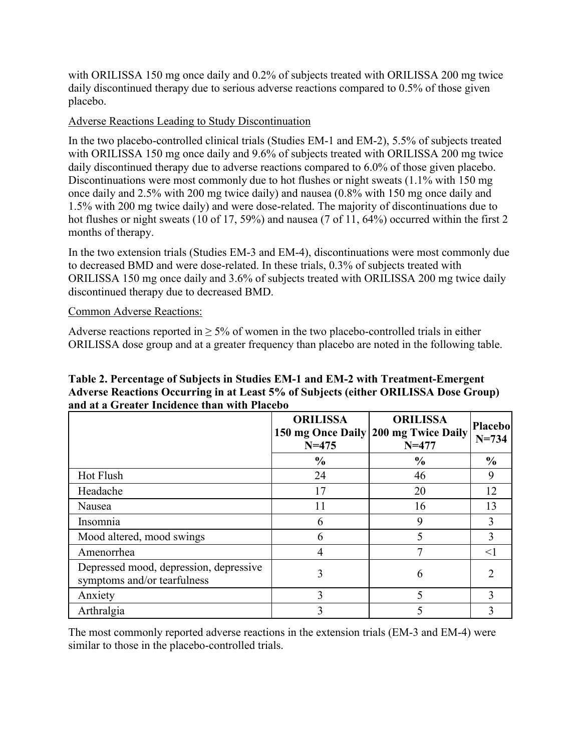with ORILISSA 150 mg once daily and 0.2% of subjects treated with ORILISSA 200 mg twice daily discontinued therapy due to serious adverse reactions compared to 0.5% of those given placebo.

<u>Adverse Reactions Leading to Study Discontinuation</u>

In the two placebo-controlled clinical trials (Studies EM-1 and EM-2), 5.5% of subjects treated with ORILISSA 150 mg once daily and 9.6% of subjects treated with ORILISSA 200 mg twice daily discontinued therapy due to adverse reactions compared to 6.0% of those given placebo. Discontinuations were most commonly due to hot flushes or night sweats (1.1% with 150 mg once daily and 2.5% with 200 mg twice daily) and nausea (0.8% with 150 mg once daily and 1.5% with 200 mg twice daily) and were dose-related. The majority of discontinuations due to hot flushes or night sweats (10 of 17, 59%) and nausea (7 of 11, 64%) occurred within the first 2 months of therapy.

In the two extension trials (Studies EM-3 and EM-4), discontinuations were most commonly due to decreased BMD and were dose-related. In these trials, 0.3% of subjects treated with ORILISSA 150 mg once daily and 3.6% of subjects treated with ORILISSA 200 mg twice daily discontinued therapy due to decreased BMD.

<u>Common Adverse Reactions:</u>

Adverse reactions reported in ≥ 5% of women in the two placebo-controlled trials in either ORILISSA dose group and at a greater frequency than placebo are noted in the following table.

**Table 2. Percentage of Subjects in Studies EM-1 and EM-2 with Treatment-Emergent Adverse Reactions Occurring in at Least 5% of Subjects (either ORILISSA Dose Group) and at a Greater Incidence than with Placebo**

| | ORILISSA 150 mg Once Daily N=475 | ORILISSA 200 mg Twice Daily N=477 | Placebo N=734 |
|---|---|---|---|
| | % | % | % |
| Hot Flush | 24 | 46 | 9 |
| Headache | 17 | 20 | 12 |
| Nausea | 11 | 16 | 13 |
| Insomnia | 6 | 9 | 3 |
| Mood altered, mood swings | 6 | 5 | 3 |
| Amenorrhea | 4 | 7 | <1 |
| Depressed mood, depression, depressive symptoms and/or tearfulness | 3 | 6 | 2 |
| Anxiety | 3 | 5 | 3 |
| Arthralgia | 3 | 5 | 3 |

The most commonly reported adverse reactions in the extension trials (EM-3 and EM-4) were similar to those in the placebo-controlled trials.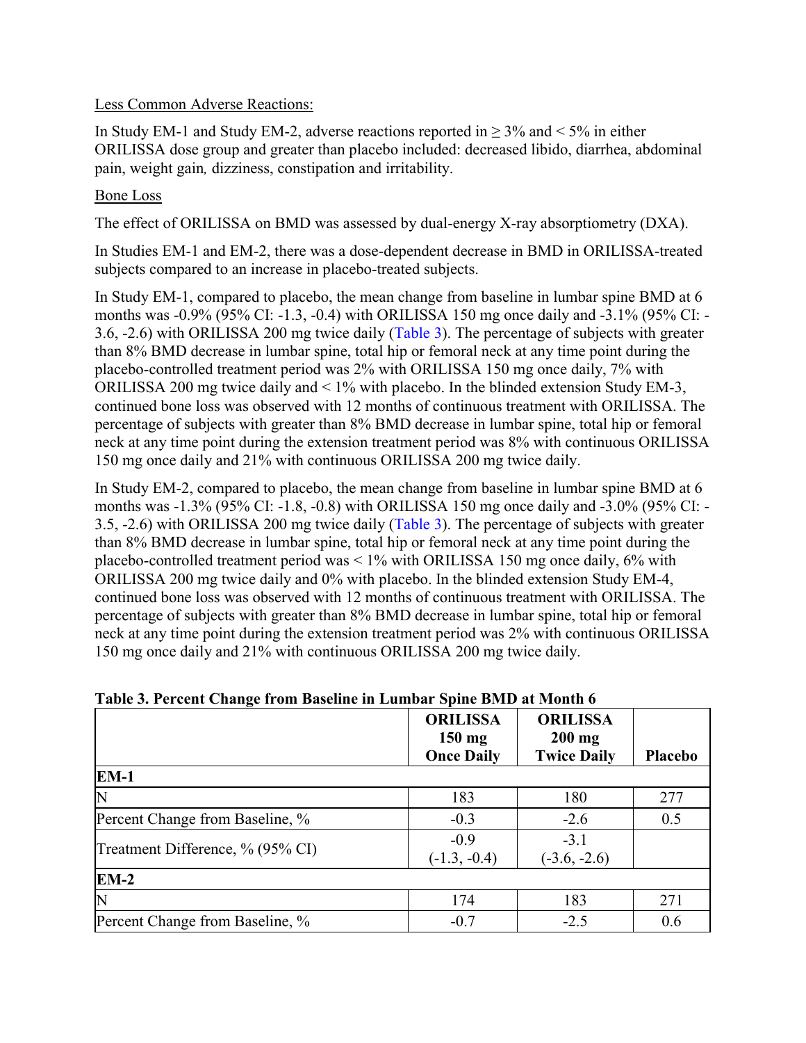Less Common Adverse Reactions:

In Study EM-1 and Study EM-2, adverse reactions reported in ≥ 3% and < 5% in either ORILISSA dose group and greater than placebo included: decreased libido, diarrhea, abdominal pain, weight gain, dizziness, constipation and irritability.

Bone Loss

The effect of ORILISSA on BMD was assessed by dual-energy X-ray absorptiometry (DXA).

In Studies EM-1 and EM-2, there was a dose-dependent decrease in BMD in ORILISSA-treated subjects compared to an increase in placebo-treated subjects.

In Study EM-1, compared to placebo, the mean change from baseline in lumbar spine BMD at 6 months was -0.9% (95% CI: -1.3, -0.4) with ORILISSA 150 mg once daily and -3.1% (95% CI: -3.6, -2.6) with ORILISSA 200 mg twice daily (Table 3). The percentage of subjects with greater than 8% BMD decrease in lumbar spine, total hip or femoral neck at any time point during the placebo-controlled treatment period was 2% with ORILISSA 150 mg once daily, 7% with ORILISSA 200 mg twice daily and < 1% with placebo. In the blinded extension Study EM-3, continued bone loss was observed with 12 months of continuous treatment with ORILISSA. The percentage of subjects with greater than 8% BMD decrease in lumbar spine, total hip or femoral neck at any time point during the extension treatment period was 8% with continuous ORILISSA 150 mg once daily and 21% with continuous ORILISSA 200 mg twice daily.

In Study EM-2, compared to placebo, the mean change from baseline in lumbar spine BMD at 6 months was -1.3% (95% CI: -1.8, -0.8) with ORILISSA 150 mg once daily and -3.0% (95% CI: -3.5, -2.6) with ORILISSA 200 mg twice daily (Table 3). The percentage of subjects with greater than 8% BMD decrease in lumbar spine, total hip or femoral neck at any time point during the placebo-controlled treatment period was < 1% with ORILISSA 150 mg once daily, 6% with ORILISSA 200 mg twice daily and 0% with placebo. In the blinded extension Study EM-4, continued bone loss was observed with 12 months of continuous treatment with ORILISSA. The percentage of subjects with greater than 8% BMD decrease in lumbar spine, total hip or femoral neck at any time point during the extension treatment period was 2% with continuous ORILISSA 150 mg once daily and 21% with continuous ORILISSA 200 mg twice daily.

**Table 3. Percent Change from Baseline in Lumbar Spine BMD at Month 6**

| | ORILISSA 150 mg Once Daily | ORILISSA 200 mg Twice Daily | Placebo |
|---|---|---|---|
| **EM-1** | | | |
| N | 183 | 180 | 277 |
| Percent Change from Baseline, % | -0.3 | -2.6 | 0.5 |
| Treatment Difference, % (95% CI) | -0.9 (-1.3, -0.4) | -3.1 (-3.6, -2.6) | |
| **EM-2** | | | |
| N | 174 | 183 | 271 |
| Percent Change from Baseline, % | -0.7 | -2.5 | 0.6 |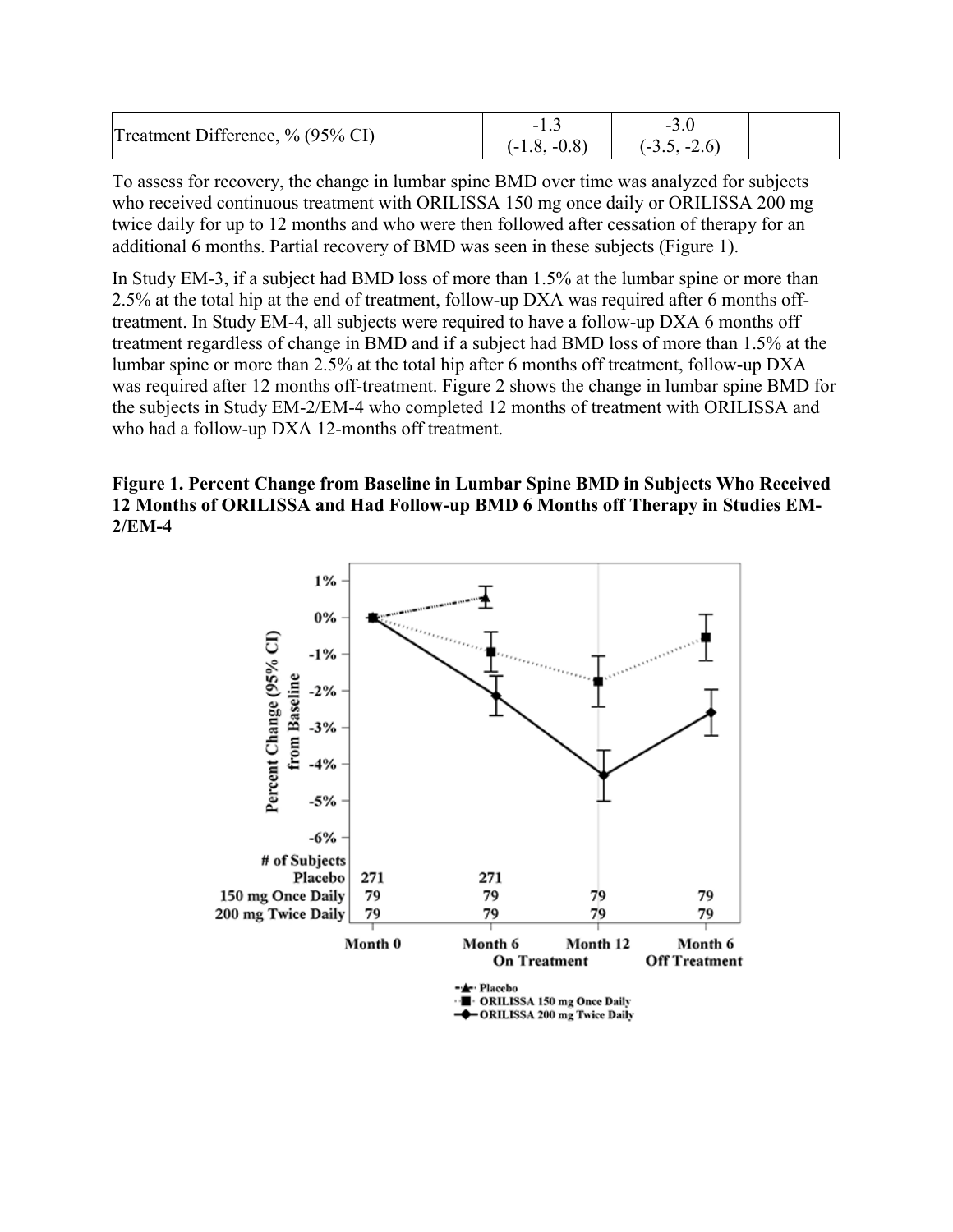| Treatment Difference, % (95% CI) | -1.3 (-1.8, -0.8) | -3.0 (-3.5, -2.6) | |
|---|---|---|---|

To assess for recovery, the change in lumbar spine BMD over time was analyzed for subjects who received continuous treatment with ORILISSA 150 mg once daily or ORILISSA 200 mg twice daily for up to 12 months and who were then followed after cessation of therapy for an additional 6 months. Partial recovery of BMD was seen in these subjects (Figure 1).

In Study EM-3, if a subject had BMD loss of more than 1.5% at the lumbar spine or more than 2.5% at the total hip at the end of treatment, follow-up DXA was required after 6 months off-treatment. In Study EM-4, all subjects were required to have a follow-up DXA 6 months off treatment regardless of change in BMD and if a subject had BMD loss of more than 1.5% at the lumbar spine or more than 2.5% at the total hip after 6 months off treatment, follow-up DXA was required after 12 months off-treatment. Figure 2 shows the change in lumbar spine BMD for the subjects in Study EM-2/EM-4 who completed 12 months of treatment with ORILISSA and who had a follow-up DXA 12-months off treatment.

**Figure 1. Percent Change from Baseline in Lumbar Spine BMD in Subjects Who Received 12 Months of ORILISSA and Had Follow-up BMD 6 Months off Therapy in Studies EM-2/EM-4**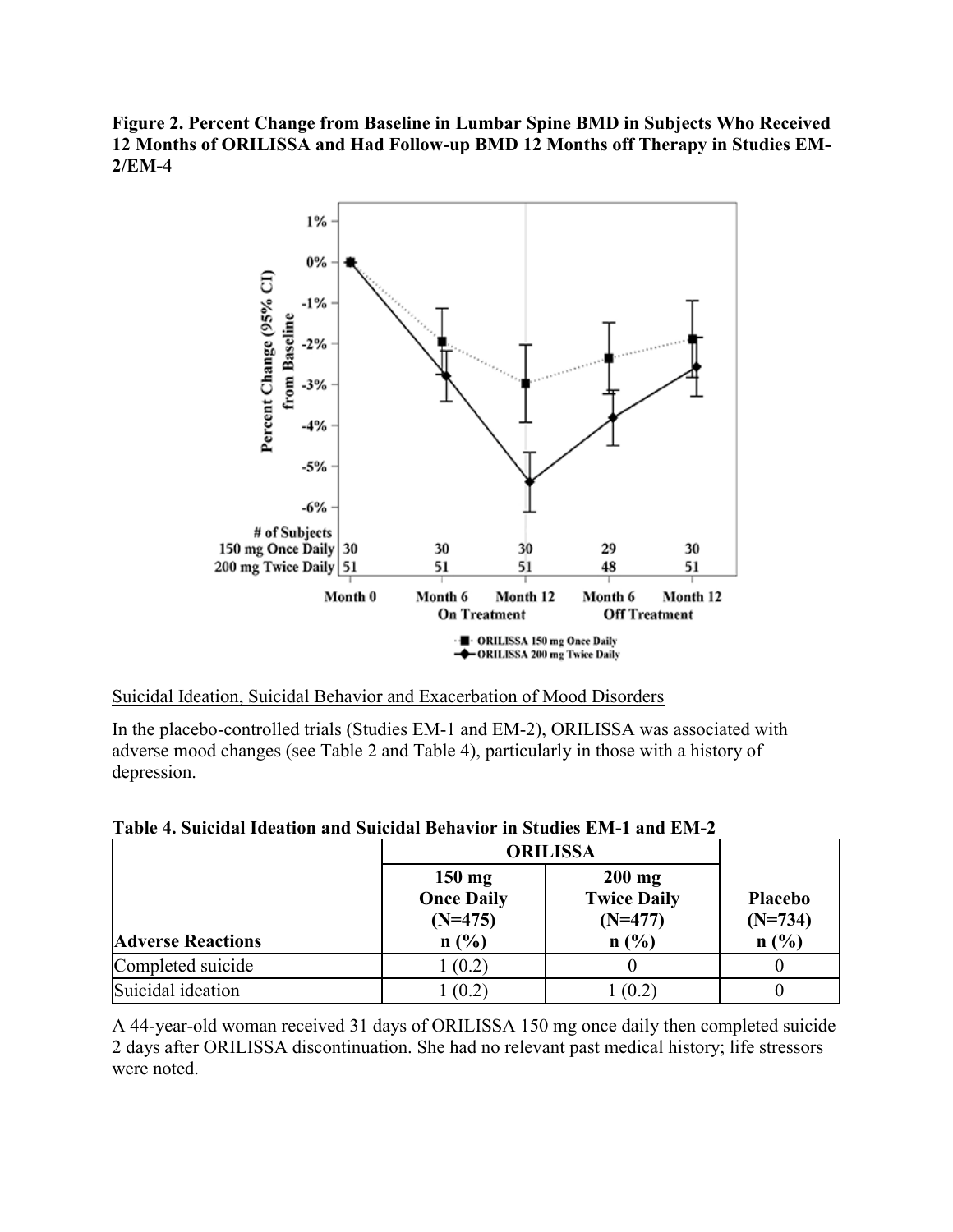**Figure 2. Percent Change from Baseline in Lumbar Spine BMD in Subjects Who Received 12 Months of ORILISSA and Had Follow-up BMD 12 Months off Therapy in Studies EM-2/EM-4**

| # of Subjects | Month 0 | Month 6 On Treatment | Month 12 On Treatment | Month 6 Off Treatment | Month 12 Off Treatment |
|---|---|---|---|---|---|
| 150 mg Once Daily | 30 | 30 | 30 | 29 | 30 |
| 200 mg Twice Daily | 51 | 51 | 51 | 48 | 51 |

Suicidal Ideation, Suicidal Behavior and Exacerbation of Mood Disorders

In the placebo-controlled trials (Studies EM-1 and EM-2), ORILISSA was associated with adverse mood changes (see Table 2 and Table 4), particularly in those with a history of depression.

**Table 4. Suicidal Ideation and Suicidal Behavior in Studies EM-1 and EM-2**

| | ORILISSA | | |
|---|---|---|---|
| **Adverse Reactions** | **150 mg Once Daily (N=475) n (%)** | **200 mg Twice Daily (N=477) n (%)** | **Placebo (N=734) n (%)** |
| Completed suicide | 1 (0.2) | 0 | 0 |
| Suicidal ideation | 1 (0.2) | 1 (0.2) | 0 |

A 44-year-old woman received 31 days of ORILISSA 150 mg once daily then completed suicide 2 days after ORILISSA discontinuation. She had no relevant past medical history; life stressors were noted.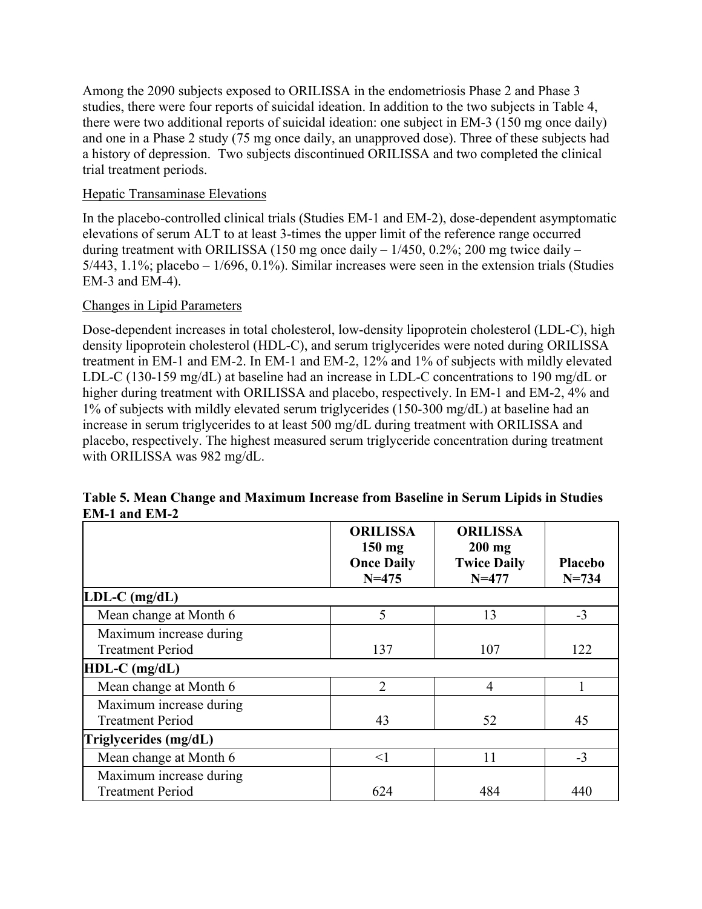Among the 2090 subjects exposed to ORILISSA in the endometriosis Phase 2 and Phase 3 studies, there were four reports of suicidal ideation. In addition to the two subjects in Table 4, there were two additional reports of suicidal ideation: one subject in EM-3 (150 mg once daily) and one in a Phase 2 study (75 mg once daily, an unapproved dose). Three of these subjects had a history of depression. Two subjects discontinued ORILISSA and two completed the clinical trial treatment periods.

Hepatic Transaminase Elevations

In the placebo-controlled clinical trials (Studies EM-1 and EM-2), dose-dependent asymptomatic elevations of serum ALT to at least 3-times the upper limit of the reference range occurred during treatment with ORILISSA (150 mg once daily – 1/450, 0.2%; 200 mg twice daily – 5/443, 1.1%; placebo – 1/696, 0.1%). Similar increases were seen in the extension trials (Studies EM-3 and EM-4).

Changes in Lipid Parameters

Dose-dependent increases in total cholesterol, low-density lipoprotein cholesterol (LDL-C), high density lipoprotein cholesterol (HDL-C), and serum triglycerides were noted during ORILISSA treatment in EM-1 and EM-2. In EM-1 and EM-2, 12% and 1% of subjects with mildly elevated LDL-C (130-159 mg/dL) at baseline had an increase in LDL-C concentrations to 190 mg/dL or higher during treatment with ORILISSA and placebo, respectively. In EM-1 and EM-2, 4% and 1% of subjects with mildly elevated serum triglycerides (150-300 mg/dL) at baseline had an increase in serum triglycerides to at least 500 mg/dL during treatment with ORILISSA and placebo, respectively. The highest measured serum triglyceride concentration during treatment with ORILISSA was 982 mg/dL.

**Table 5. Mean Change and Maximum Increase from Baseline in Serum Lipids in Studies EM-1 and EM-2**

| | ORILISSA 150 mg Once Daily N=475 | ORILISSA 200 mg Twice Daily N=477 | Placebo N=734 |
|---|---|---|---|
| **LDL-C (mg/dL)** | | | |
| Mean change at Month 6 | 5 | 13 | -3 |
| Maximum increase during Treatment Period | 137 | 107 | 122 |
| **HDL-C (mg/dL)** | | | |
| Mean change at Month 6 | 2 | 4 | 1 |
| Maximum increase during Treatment Period | 43 | 52 | 45 |
| **Triglycerides (mg/dL)** | | | |
| Mean change at Month 6 | <1 | 11 | -3 |
| Maximum increase during Treatment Period | 624 | 484 | 440 |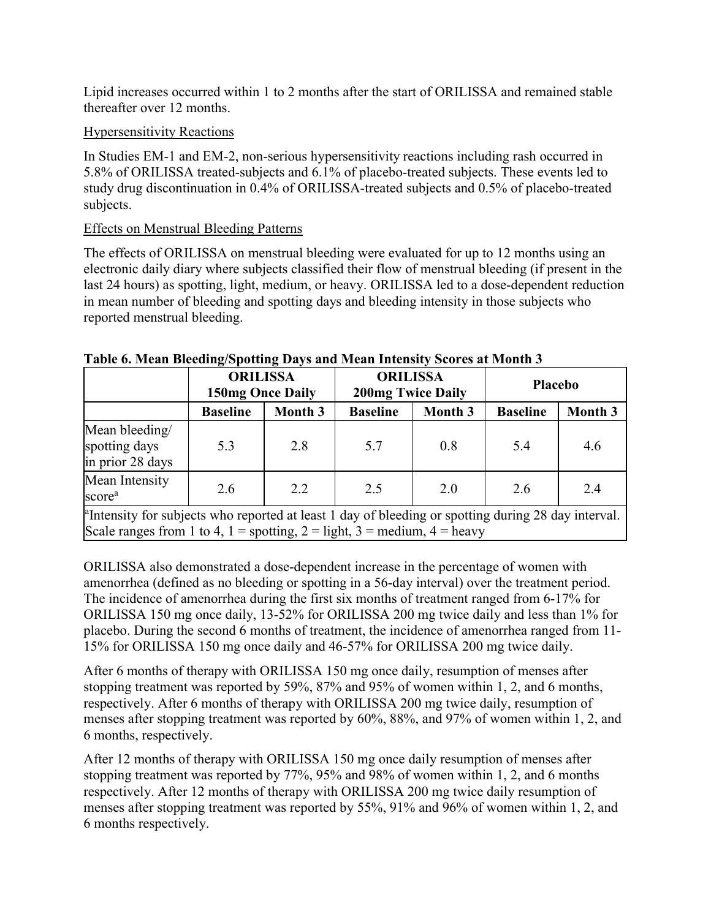Lipid increases occurred within 1 to 2 months after the start of ORILISSA and remained stable thereafter over 12 months.

Hypersensitivity Reactions

In Studies EM-1 and EM-2, non-serious hypersensitivity reactions including rash occurred in 5.8% of ORILISSA treated-subjects and 6.1% of placebo-treated subjects. These events led to study drug discontinuation in 0.4% of ORILISSA-treated subjects and 0.5% of placebo-treated subjects.

Effects on Menstrual Bleeding Patterns

The effects of ORILISSA on menstrual bleeding were evaluated for up to 12 months using an electronic daily diary where subjects classified their flow of menstrual bleeding (if present in the last 24 hours) as spotting, light, medium, or heavy. ORILISSA led to a dose-dependent reduction in mean number of bleeding and spotting days and bleeding intensity in those subjects who reported menstrual bleeding.

**Table 6. Mean Bleeding/Spotting Days and Mean Intensity Scores at Month 3**

| | **ORILISSA 150mg Once Daily** | | **ORILISSA 200mg Twice Daily** | | **Placebo** | |
|---|---|---|---|---|---|---|
| | **Baseline** | **Month 3** | **Baseline** | **Month 3** | **Baseline** | **Month 3** |
| Mean bleeding/ spotting days in prior 28 days | 5.3 | 2.8 | 5.7 | 0.8 | 5.4 | 4.6 |
| Mean Intensity score[a] | 2.6 | 2.2 | 2.5 | 2.0 | 2.6 | 2.4 |

[a]Intensity for subjects who reported at least 1 day of bleeding or spotting during 28 day interval. Scale ranges from 1 to 4, 1 = spotting, 2 = light, 3 = medium, 4 = heavy

ORILISSA also demonstrated a dose-dependent increase in the percentage of women with amenorrhea (defined as no bleeding or spotting in a 56-day interval) over the treatment period. The incidence of amenorrhea during the first six months of treatment ranged from 6-17% for ORILISSA 150 mg once daily, 13-52% for ORILISSA 200 mg twice daily and less than 1% for placebo. During the second 6 months of treatment, the incidence of amenorrhea ranged from 11-15% for ORILISSA 150 mg once daily and 46-57% for ORILISSA 200 mg twice daily.

After 6 months of therapy with ORILISSA 150 mg once daily, resumption of menses after stopping treatment was reported by 59%, 87% and 95% of women within 1, 2, and 6 months, respectively. After 6 months of therapy with ORILISSA 200 mg twice daily, resumption of menses after stopping treatment was reported by 60%, 88%, and 97% of women within 1, 2, and 6 months, respectively.

After 12 months of therapy with ORILISSA 150 mg once daily resumption of menses after stopping treatment was reported by 77%, 95% and 98% of women within 1, 2, and 6 months respectively. After 12 months of therapy with ORILISSA 200 mg twice daily resumption of menses after stopping treatment was reported by 55%, 91% and 96% of women within 1, 2, and 6 months respectively.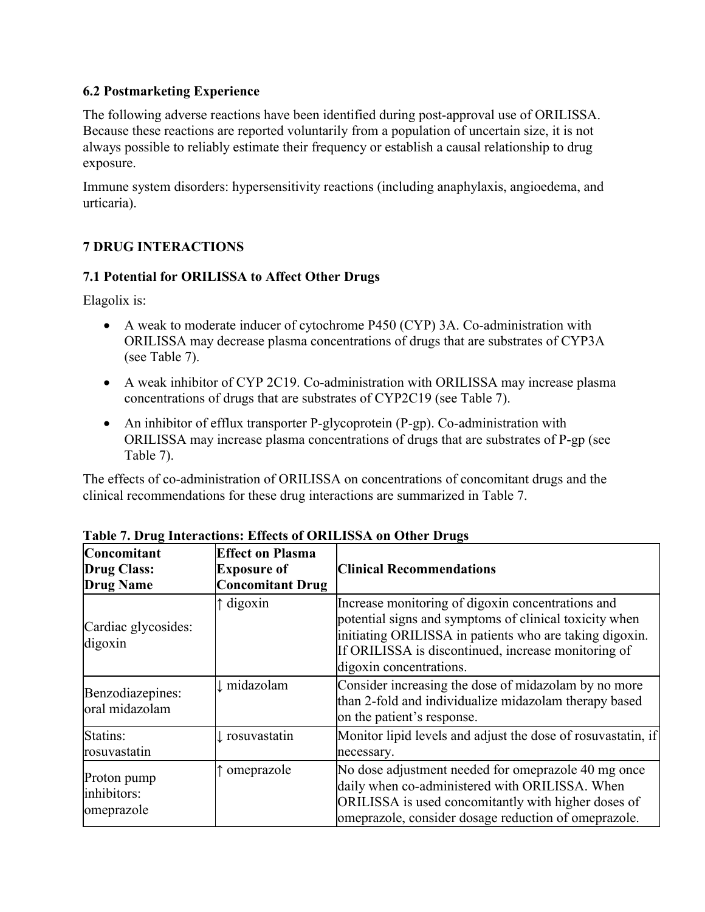### 6.2 Postmarketing Experience

The following adverse reactions have been identified during post-approval use of ORILISSA. Because these reactions are reported voluntarily from a population of uncertain size, it is not always possible to reliably estimate their frequency or establish a causal relationship to drug exposure.

Immune system disorders: hypersensitivity reactions (including anaphylaxis, angioedema, and urticaria).

## 7 DRUG INTERACTIONS

### 7.1 Potential for ORILISSA to Affect Other Drugs

Elagolix is:

- A weak to moderate inducer of cytochrome P450 (CYP) 3A. Co-administration with ORILISSA may decrease plasma concentrations of drugs that are substrates of CYP3A (see Table 7).
- A weak inhibitor of CYP 2C19. Co-administration with ORILISSA may increase plasma concentrations of drugs that are substrates of CYP2C19 (see Table 7).
- An inhibitor of efflux transporter P-glycoprotein (P-gp). Co-administration with ORILISSA may increase plasma concentrations of drugs that are substrates of P-gp (see Table 7).

The effects of co-administration of ORILISSA on concentrations of concomitant drugs and the clinical recommendations for these drug interactions are summarized in Table 7.

**Table 7. Drug Interactions: Effects of ORILISSA on Other Drugs**

| Concomitant Drug Class: Drug Name | Effect on Plasma Exposure of Concomitant Drug | Clinical Recommendations |
|---|---|---|
| Cardiac glycosides: digoxin | ↑ digoxin | Increase monitoring of digoxin concentrations and potential signs and symptoms of clinical toxicity when initiating ORILISSA in patients who are taking digoxin. If ORILISSA is discontinued, increase monitoring of digoxin concentrations. |
| Benzodiazepines: oral midazolam | ↓ midazolam | Consider increasing the dose of midazolam by no more than 2-fold and individualize midazolam therapy based on the patient's response. |
| Statins: rosuvastatin | ↓ rosuvastatin | Monitor lipid levels and adjust the dose of rosuvastatin, if necessary. |
| Proton pump inhibitors: omeprazole | ↑ omeprazole | No dose adjustment needed for omeprazole 40 mg once daily when co-administered with ORILISSA. When ORILISSA is used concomitantly with higher doses of omeprazole, consider dosage reduction of omeprazole. |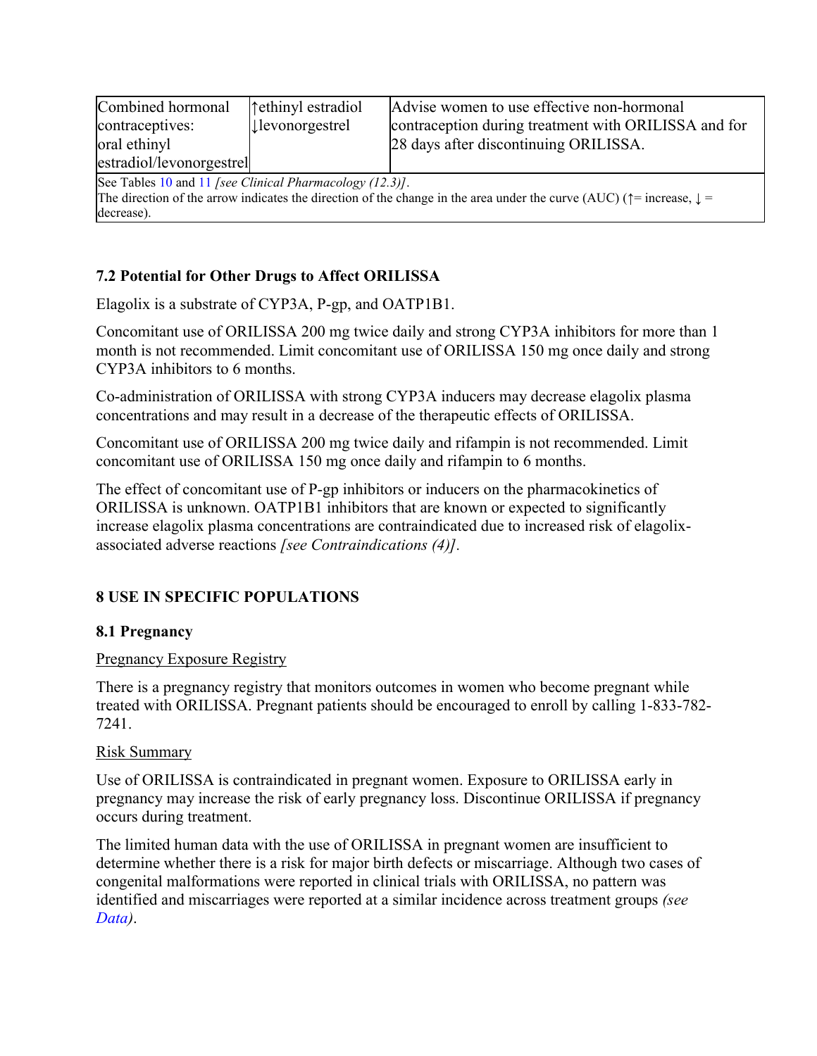| Combined hormonal contraceptives: oral ethinyl estradiol/levonorgestrel | ↑ethinyl estradiol ↓levonorgestrel | Advise women to use effective non-hormonal contraception during treatment with ORILISSA and for 28 days after discontinuing ORILISSA. |
|---|---|---|
| See Tables 10 and 11 *[see Clinical Pharmacology (12.3)]*. The direction of the arrow indicates the direction of the change in the area under the curve (AUC) (↑= increase, ↓ = decrease). | | |

### 7.2 Potential for Other Drugs to Affect ORILISSA

Elagolix is a substrate of CYP3A, P-gp, and OATP1B1.

Concomitant use of ORILISSA 200 mg twice daily and strong CYP3A inhibitors for more than 1 month is not recommended. Limit concomitant use of ORILISSA 150 mg once daily and strong CYP3A inhibitors to 6 months.

Co-administration of ORILISSA with strong CYP3A inducers may decrease elagolix plasma concentrations and may result in a decrease of the therapeutic effects of ORILISSA.

Concomitant use of ORILISSA 200 mg twice daily and rifampin is not recommended. Limit concomitant use of ORILISSA 150 mg once daily and rifampin to 6 months.

The effect of concomitant use of P-gp inhibitors or inducers on the pharmacokinetics of ORILISSA is unknown. OATP1B1 inhibitors that are known or expected to significantly increase elagolix plasma concentrations are contraindicated due to increased risk of elagolix-associated adverse reactions *[see Contraindications (4)]*.

## 8 USE IN SPECIFIC POPULATIONS

### 8.1 Pregnancy

Pregnancy Exposure Registry

There is a pregnancy registry that monitors outcomes in women who become pregnant while treated with ORILISSA. Pregnant patients should be encouraged to enroll by calling 1-833-782-7241.

Risk Summary

Use of ORILISSA is contraindicated in pregnant women. Exposure to ORILISSA early in pregnancy may increase the risk of early pregnancy loss. Discontinue ORILISSA if pregnancy occurs during treatment.

The limited human data with the use of ORILISSA in pregnant women are insufficient to determine whether there is a risk for major birth defects or miscarriage. Although two cases of congenital malformations were reported in clinical trials with ORILISSA, no pattern was identified and miscarriages were reported at a similar incidence across treatment groups *(see Data)*.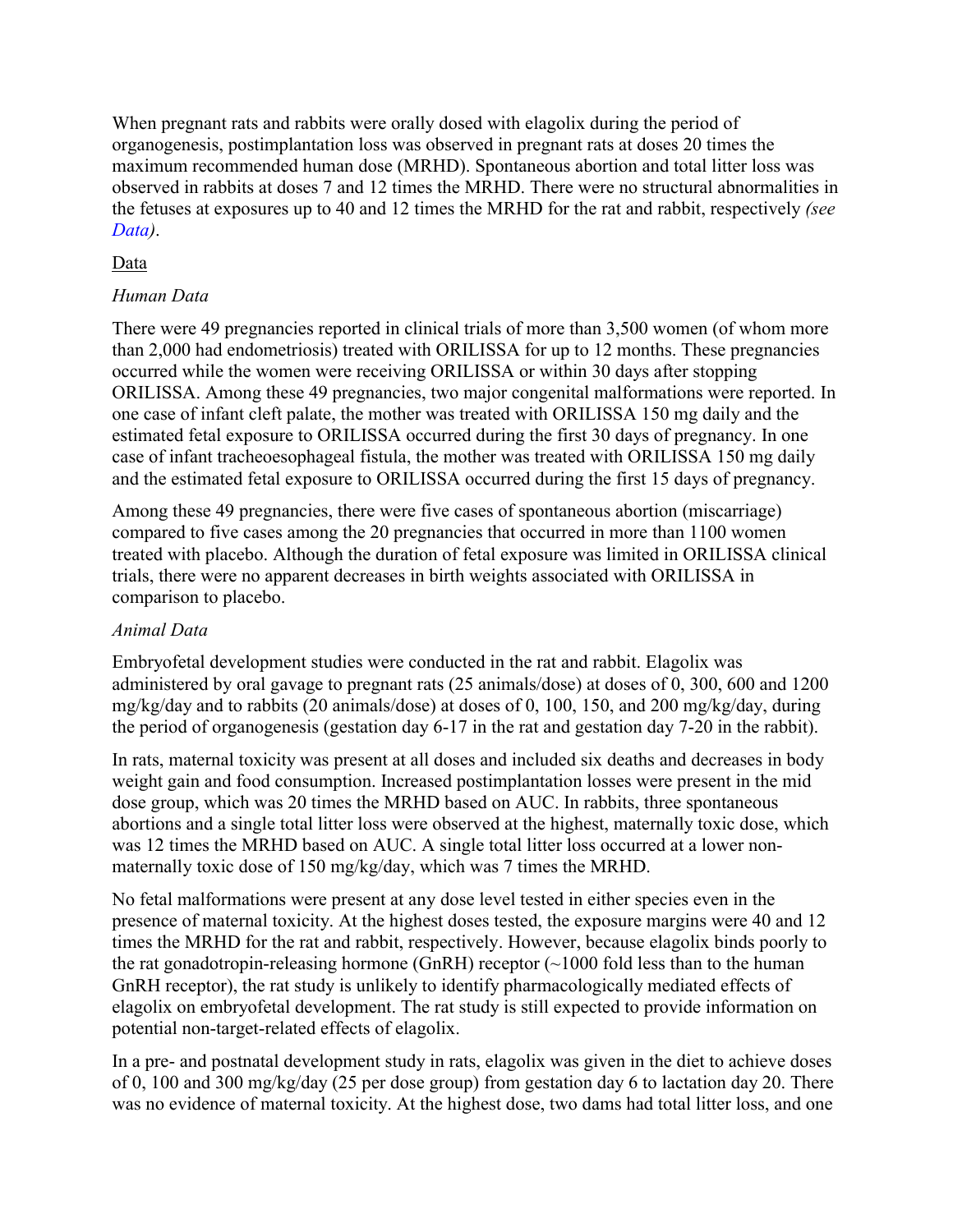When pregnant rats and rabbits were orally dosed with elagolix during the period of organogenesis, postimplantation loss was observed in pregnant rats at doses 20 times the maximum recommended human dose (MRHD). Spontaneous abortion and total litter loss was observed in rabbits at doses 7 and 12 times the MRHD. There were no structural abnormalities in the fetuses at exposures up to 40 and 12 times the MRHD for the rat and rabbit, respectively *(see Data)*.

Data

*Human Data*

There were 49 pregnancies reported in clinical trials of more than 3,500 women (of whom more than 2,000 had endometriosis) treated with ORILISSA for up to 12 months. These pregnancies occurred while the women were receiving ORILISSA or within 30 days after stopping ORILISSA. Among these 49 pregnancies, two major congenital malformations were reported. In one case of infant cleft palate, the mother was treated with ORILISSA 150 mg daily and the estimated fetal exposure to ORILISSA occurred during the first 30 days of pregnancy. In one case of infant tracheoesophageal fistula, the mother was treated with ORILISSA 150 mg daily and the estimated fetal exposure to ORILISSA occurred during the first 15 days of pregnancy.

Among these 49 pregnancies, there were five cases of spontaneous abortion (miscarriage) compared to five cases among the 20 pregnancies that occurred in more than 1100 women treated with placebo. Although the duration of fetal exposure was limited in ORILISSA clinical trials, there were no apparent decreases in birth weights associated with ORILISSA in comparison to placebo.

*Animal Data*

Embryofetal development studies were conducted in the rat and rabbit. Elagolix was administered by oral gavage to pregnant rats (25 animals/dose) at doses of 0, 300, 600 and 1200 mg/kg/day and to rabbits (20 animals/dose) at doses of 0, 100, 150, and 200 mg/kg/day, during the period of organogenesis (gestation day 6-17 in the rat and gestation day 7-20 in the rabbit).

In rats, maternal toxicity was present at all doses and included six deaths and decreases in body weight gain and food consumption. Increased postimplantation losses were present in the mid dose group, which was 20 times the MRHD based on AUC. In rabbits, three spontaneous abortions and a single total litter loss were observed at the highest, maternally toxic dose, which was 12 times the MRHD based on AUC. A single total litter loss occurred at a lower non-maternally toxic dose of 150 mg/kg/day, which was 7 times the MRHD.

No fetal malformations were present at any dose level tested in either species even in the presence of maternal toxicity. At the highest doses tested, the exposure margins were 40 and 12 times the MRHD for the rat and rabbit, respectively. However, because elagolix binds poorly to the rat gonadotropin-releasing hormone (GnRH) receptor (~1000 fold less than to the human GnRH receptor), the rat study is unlikely to identify pharmacologically mediated effects of elagolix on embryofetal development. The rat study is still expected to provide information on potential non-target-related effects of elagolix.

In a pre- and postnatal development study in rats, elagolix was given in the diet to achieve doses of 0, 100 and 300 mg/kg/day (25 per dose group) from gestation day 6 to lactation day 20. There was no evidence of maternal toxicity. At the highest dose, two dams had total litter loss, and one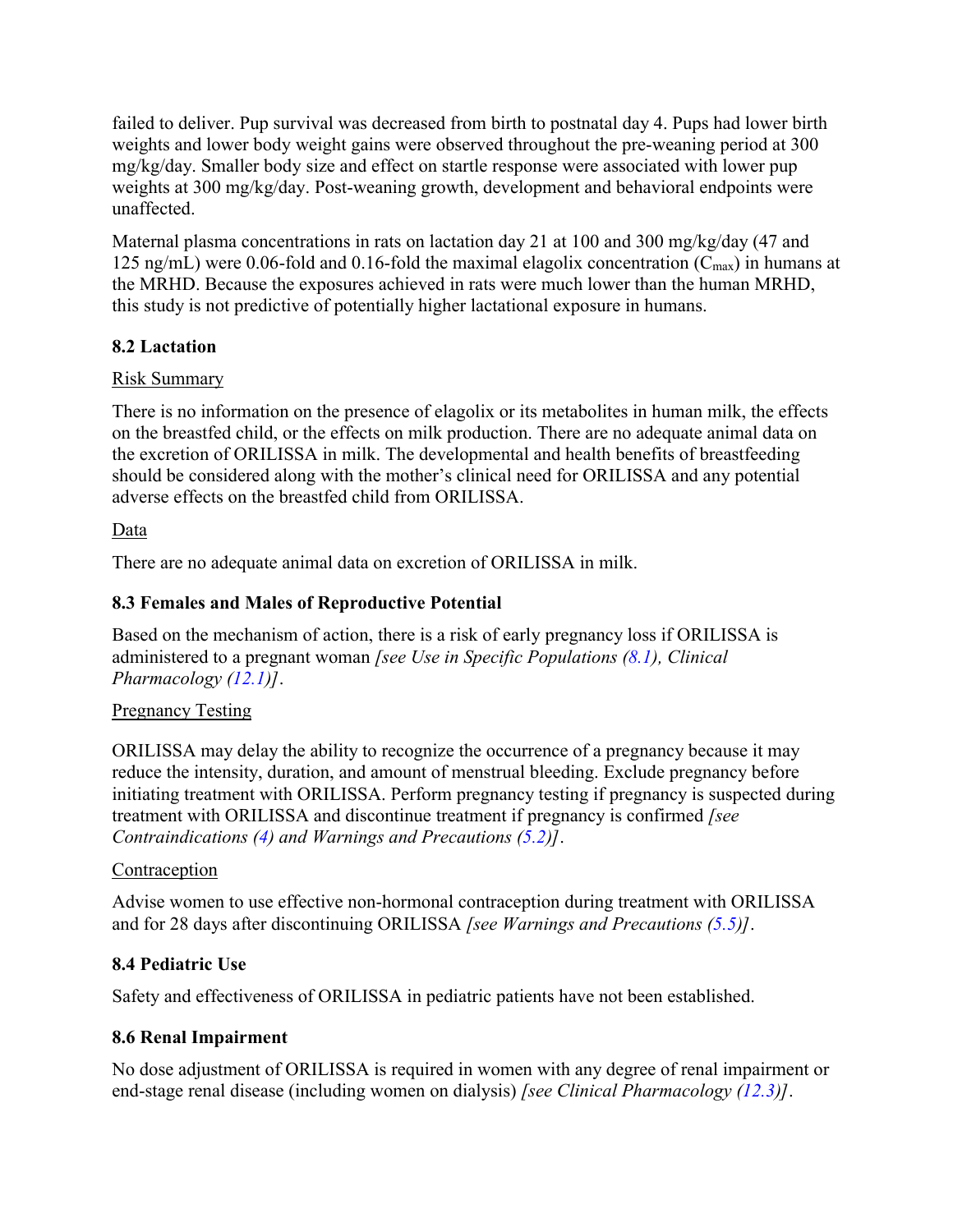failed to deliver. Pup survival was decreased from birth to postnatal day 4. Pups had lower birth weights and lower body weight gains were observed throughout the pre-weaning period at 300 mg/kg/day. Smaller body size and effect on startle response were associated with lower pup weights at 300 mg/kg/day. Post-weaning growth, development and behavioral endpoints were unaffected.

Maternal plasma concentrations in rats on lactation day 21 at 100 and 300 mg/kg/day (47 and 125 ng/mL) were 0.06-fold and 0.16-fold the maximal elagolix concentration ($C_{max}$) in humans at the MRHD. Because the exposures achieved in rats were much lower than the human MRHD, this study is not predictive of potentially higher lactational exposure in humans.

### 8.2 Lactation

Risk Summary

There is no information on the presence of elagolix or its metabolites in human milk, the effects on the breastfed child, or the effects on milk production. There are no adequate animal data on the excretion of ORILISSA in milk. The developmental and health benefits of breastfeeding should be considered along with the mother's clinical need for ORILISSA and any potential adverse effects on the breastfed child from ORILISSA.

Data

There are no adequate animal data on excretion of ORILISSA in milk.

### 8.3 Females and Males of Reproductive Potential

Based on the mechanism of action, there is a risk of early pregnancy loss if ORILISSA is administered to a pregnant woman *[see Use in Specific Populations (8.1), Clinical Pharmacology (12.1)]*.

Pregnancy Testing

ORILISSA may delay the ability to recognize the occurrence of a pregnancy because it may reduce the intensity, duration, and amount of menstrual bleeding. Exclude pregnancy before initiating treatment with ORILISSA. Perform pregnancy testing if pregnancy is suspected during treatment with ORILISSA and discontinue treatment if pregnancy is confirmed *[see Contraindications (4) and Warnings and Precautions (5.2)]*.

Contraception

Advise women to use effective non-hormonal contraception during treatment with ORILISSA and for 28 days after discontinuing ORILISSA *[see Warnings and Precautions (5.5)]*.

### 8.4 Pediatric Use

Safety and effectiveness of ORILISSA in pediatric patients have not been established.

### 8.6 Renal Impairment

No dose adjustment of ORILISSA is required in women with any degree of renal impairment or end-stage renal disease (including women on dialysis) *[see Clinical Pharmacology (12.3)]*.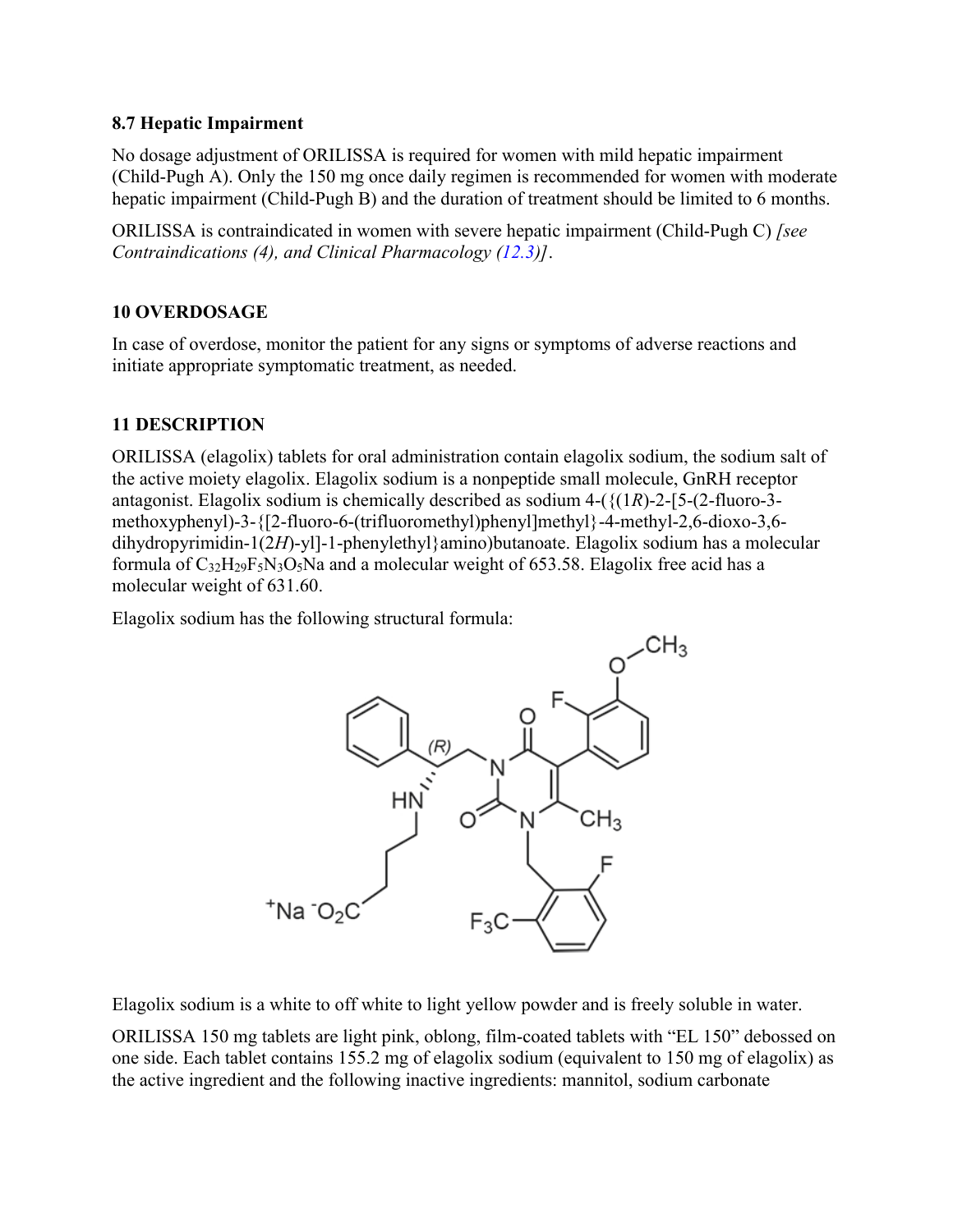### 8.7 Hepatic Impairment

No dosage adjustment of ORILISSA is required for women with mild hepatic impairment (Child-Pugh A). Only the 150 mg once daily regimen is recommended for women with moderate hepatic impairment (Child-Pugh B) and the duration of treatment should be limited to 6 months.

ORILISSA is contraindicated in women with severe hepatic impairment (Child-Pugh C) *[see Contraindications (4), and Clinical Pharmacology (12.3)]*.

## 10 OVERDOSAGE

In case of overdose, monitor the patient for any signs or symptoms of adverse reactions and initiate appropriate symptomatic treatment, as needed.

## 11 DESCRIPTION

ORILISSA (elagolix) tablets for oral administration contain elagolix sodium, the sodium salt of the active moiety elagolix. Elagolix sodium is a nonpeptide small molecule, GnRH receptor antagonist. Elagolix sodium is chemically described as sodium 4-({(1*R*)-2-[5-(2-fluoro-3-methoxyphenyl)-3-{[2-fluoro-6-(trifluoromethyl)phenyl]methyl}-4-methyl-2,6-dioxo-3,6-dihydropyrimidin-1(2*H*)-yl]-1-phenylethyl}amino)butanoate. Elagolix sodium has a molecular formula of $C_{32}H_{29}F_5N_3O_5Na$ and a molecular weight of 653.58. Elagolix free acid has a molecular weight of 631.60.

Elagolix sodium has the following structural formula:

Elagolix sodium is a white to off white to light yellow powder and is freely soluble in water.

ORILISSA 150 mg tablets are light pink, oblong, film-coated tablets with "EL 150" debossed on one side. Each tablet contains 155.2 mg of elagolix sodium (equivalent to 150 mg of elagolix) as the active ingredient and the following inactive ingredients: mannitol, sodium carbonate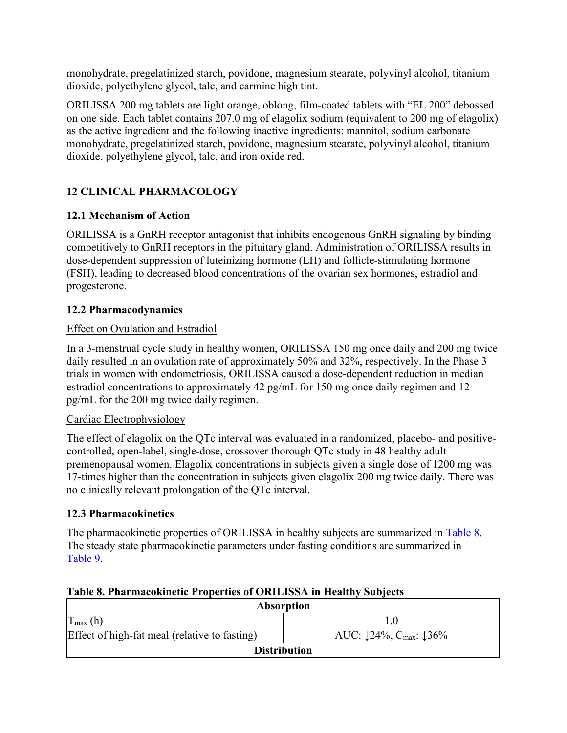monohydrate, pregelatinized starch, povidone, magnesium stearate, polyvinyl alcohol, titanium dioxide, polyethylene glycol, talc, and carmine high tint.

ORILISSA 200 mg tablets are light orange, oblong, film-coated tablets with "EL 200" debossed on one side. Each tablet contains 207.0 mg of elagolix sodium (equivalent to 200 mg of elagolix) as the active ingredient and the following inactive ingredients: mannitol, sodium carbonate monohydrate, pregelatinized starch, povidone, magnesium stearate, polyvinyl alcohol, titanium dioxide, polyethylene glycol, talc, and iron oxide red.

## 12 CLINICAL PHARMACOLOGY

### 12.1 Mechanism of Action

ORILISSA is a GnRH receptor antagonist that inhibits endogenous GnRH signaling by binding competitively to GnRH receptors in the pituitary gland. Administration of ORILISSA results in dose-dependent suppression of luteinizing hormone (LH) and follicle-stimulating hormone (FSH), leading to decreased blood concentrations of the ovarian sex hormones, estradiol and progesterone.

### 12.2 Pharmacodynamics

Effect on Ovulation and Estradiol

In a 3-menstrual cycle study in healthy women, ORILISSA 150 mg once daily and 200 mg twice daily resulted in an ovulation rate of approximately 50% and 32%, respectively. In the Phase 3 trials in women with endometriosis, ORILISSA caused a dose-dependent reduction in median estradiol concentrations to approximately 42 pg/mL for 150 mg once daily regimen and 12 pg/mL for the 200 mg twice daily regimen.

Cardiac Electrophysiology

The effect of elagolix on the QTc interval was evaluated in a randomized, placebo- and positive-controlled, open-label, single-dose, crossover thorough QTc study in 48 healthy adult premenopausal women. Elagolix concentrations in subjects given a single dose of 1200 mg was 17-times higher than the concentration in subjects given elagolix 200 mg twice daily. There was no clinically relevant prolongation of the QTc interval.

### 12.3 Pharmacokinetics

The pharmacokinetic properties of ORILISSA in healthy subjects are summarized in Table 8. The steady state pharmacokinetic parameters under fasting conditions are summarized in Table 9.

**Table 8. Pharmacokinetic Properties of ORILISSA in Healthy Subjects**

| **Absorption** | |
|---|---|
| $T_{max}$ (h) | 1.0 |
| Effect of high-fat meal (relative to fasting) | AUC: ↓24%, $C_{max}$: ↓36% |
| **Distribution** | |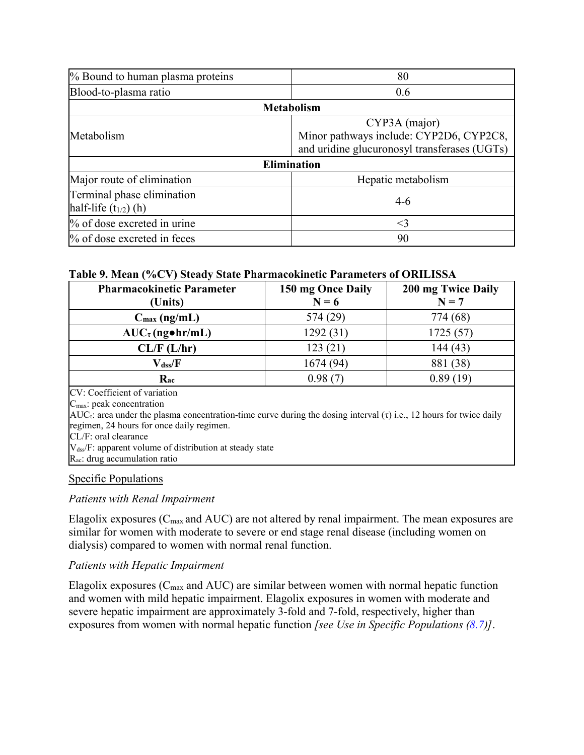| | |
|---|---|
| % Bound to human plasma proteins | 80 |
| Blood-to-plasma ratio | 0.6 |
| **Metabolism** | |
| Metabolism | CYP3A (major)<br>Minor pathways include: CYP2D6, CYP2C8, and uridine glucuronosyl transferases (UGTs) |
| **Elimination** | |
| Major route of elimination | Hepatic metabolism |
| Terminal phase elimination half-life ($t_{1/2}$) (h) | 4-6 |
| % of dose excreted in urine | <3 |
| % of dose excreted in feces | 90 |

**Table 9. Mean (%CV) Steady State Pharmacokinetic Parameters of ORILISSA**

| Pharmacokinetic Parameter (Units) | 150 mg Once Daily N = 6 | 200 mg Twice Daily N = 7 |
|---|---|---|
| **$C_{max}$ (ng/mL)** | 574 (29) | 774 (68) |
| **$AUC_{\tau}$ (ng•hr/mL)** | 1292 (31) | 1725 (57) |
| **CL/F (L/hr)** | 123 (21) | 144 (43) |
| **$V_{dss}$/F** | 1674 (94) | 881 (38) |
| **$R_{ac}$** | 0.98 (7) | 0.89 (19) |

CV: Coefficient of variation
$C_{max}$: peak concentration
$AUC_{\tau}$: area under the plasma concentration-time curve during the dosing interval ($\tau$) i.e., 12 hours for twice daily regimen, 24 hours for once daily regimen.
CL/F: oral clearance
$V_{dss}$/F: apparent volume of distribution at steady state
$R_{ac}$: drug accumulation ratio

## Specific Populations

*Patients with Renal Impairment*

Elagolix exposures ($C_{max}$ and AUC) are not altered by renal impairment. The mean exposures are similar for women with moderate to severe or end stage renal disease (including women on dialysis) compared to women with normal renal function.

*Patients with Hepatic Impairment*

Elagolix exposures ($C_{max}$ and AUC) are similar between women with normal hepatic function and women with mild hepatic impairment. Elagolix exposures in women with moderate and severe hepatic impairment are approximately 3-fold and 7-fold, respectively, higher than exposures from women with normal hepatic function *[see Use in Specific Populations (8.7)]*.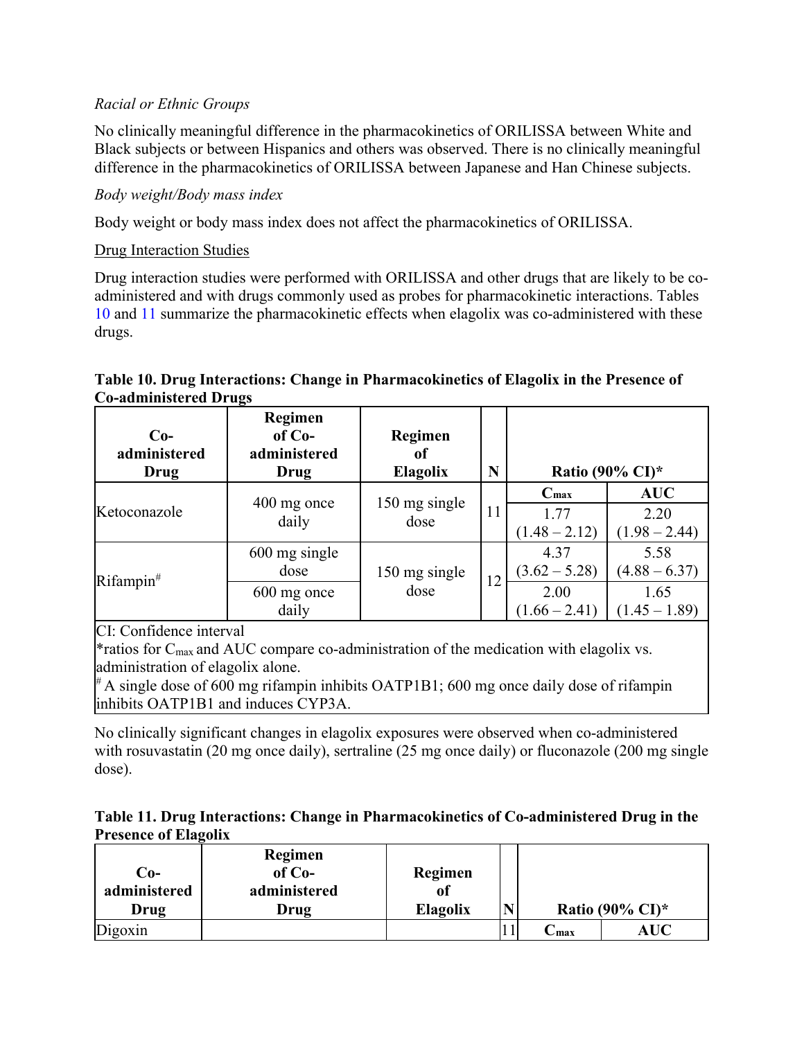*Racial or Ethnic Groups*

No clinically meaningful difference in the pharmacokinetics of ORILISSA between White and Black subjects or between Hispanics and others was observed. There is no clinically meaningful difference in the pharmacokinetics of ORILISSA between Japanese and Han Chinese subjects.

*Body weight/Body mass index*

Body weight or body mass index does not affect the pharmacokinetics of ORILISSA.

Drug Interaction Studies

Drug interaction studies were performed with ORILISSA and other drugs that are likely to be co-administered and with drugs commonly used as probes for pharmacokinetic interactions. Tables 10 and 11 summarize the pharmacokinetic effects when elagolix was co-administered with these drugs.

**Table 10. Drug Interactions: Change in Pharmacokinetics of Elagolix in the Presence of Co-administered Drugs**

| Co-administered Drug | Regimen of Co-administered Drug | Regimen of Elagolix | N | Ratio (90% CI)* | |
|---|---|---|---|---|---|
| | | | | $C_{max}$ | AUC |
| Ketoconazole | 400 mg once daily | 150 mg single dose | 11 | 1.77 (1.48 – 2.12) | 2.20 (1.98 – 2.44) |
| Rifampin[#] | 600 mg single dose | 150 mg single dose | 12 | 4.37 (3.62 – 5.28) | 5.58 (4.88 – 6.37) |
| | 600 mg once daily | | | 2.00 (1.66 – 2.41) | 1.65 (1.45 – 1.89) |

CI: Confidence interval

*ratios for $C_{max}$ and AUC compare co-administration of the medication with elagolix vs. administration of elagolix alone.

[#] A single dose of 600 mg rifampin inhibits OATP1B1; 600 mg once daily dose of rifampin inhibits OATP1B1 and induces CYP3A.

No clinically significant changes in elagolix exposures were observed when co-administered with rosuvastatin (20 mg once daily), sertraline (25 mg once daily) or fluconazole (200 mg single dose).

**Table 11. Drug Interactions: Change in Pharmacokinetics of Co-administered Drug in the Presence of Elagolix**

| Co-administered Drug | Regimen of Co-administered Drug | Regimen of Elagolix | N | Ratio (90% CI)* | |
|---|---|---|---|---|---|
| Digoxin | | | 11 | $C_{max}$ | AUC |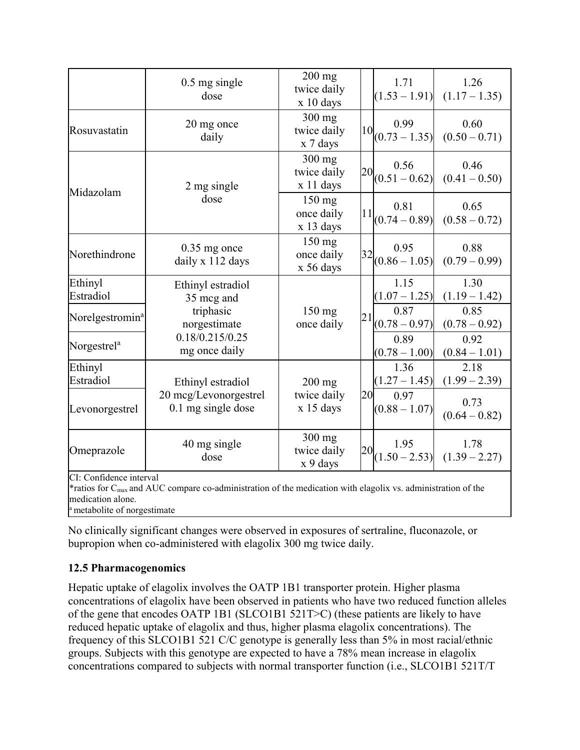| | | | | | |
|---|---|---|---|---|---|
| | 0.5 mg single dose | 200 mg twice daily x 10 days | | 1.71 (1.53 – 1.91) | 1.26 (1.17 – 1.35) |
| Rosuvastatin | 20 mg once daily | 300 mg twice daily x 7 days | 10 | 0.99 (0.73 – 1.35) | 0.60 (0.50 – 0.71) |
| Midazolam | 2 mg single dose | 300 mg twice daily x 11 days | 20 | 0.56 (0.51 – 0.62) | 0.46 (0.41 – 0.50) |
| | | 150 mg once daily x 13 days | 11 | 0.81 (0.74 – 0.89) | 0.65 (0.58 – 0.72) |
| Norethindrone | 0.35 mg once daily x 112 days | 150 mg once daily x 56 days | 32 | 0.95 (0.86 – 1.05) | 0.88 (0.79 – 0.99) |
| Ethinyl Estradiol | Ethinyl estradiol 35 mcg and triphasic norgestimate 0.18/0.215/0.25 mg once daily | 150 mg once daily | 21 | 1.15 (1.07 – 1.25) | 1.30 (1.19 – 1.42) |
| Norelgestromin[a] | | | | 0.87 (0.78 – 0.97) | 0.85 (0.78 – 0.92) |
| Norgestrel[a] | | | | 0.89 (0.78 – 1.00) | 0.92 (0.84 – 1.01) |
| Ethinyl Estradiol | Ethinyl estradiol 20 mcg/Levonorgestrel 0.1 mg single dose | 200 mg twice daily x 15 days | 20 | 1.36 (1.27 – 1.45) | 2.18 (1.99 – 2.39) |
| Levonorgestrel | | | | 0.97 (0.88 – 1.07) | 0.73 (0.64 – 0.82) |
| Omeprazole | 40 mg single dose | 300 mg twice daily x 9 days | 20 | 1.95 (1.50 – 2.53) | 1.78 (1.39 – 2.27) |

CI: Confidence interval
*ratios for $C_{max}$ and AUC compare co-administration of the medication with elagolix vs. administration of the medication alone.
[a] metabolite of norgestimate

No clinically significant changes were observed in exposures of sertraline, fluconazole, or bupropion when co-administered with elagolix 300 mg twice daily.

### 12.5 Pharmacogenomics

Hepatic uptake of elagolix involves the OATP 1B1 transporter protein. Higher plasma concentrations of elagolix have been observed in patients who have two reduced function alleles of the gene that encodes OATP 1B1 (SLCO1B1 521T>C) (these patients are likely to have reduced hepatic uptake of elagolix and thus, higher plasma elagolix concentrations). The frequency of this SLCO1B1 521 C/C genotype is generally less than 5% in most racial/ethnic groups. Subjects with this genotype are expected to have a 78% mean increase in elagolix concentrations compared to subjects with normal transporter function (i.e., SLCO1B1 521T/T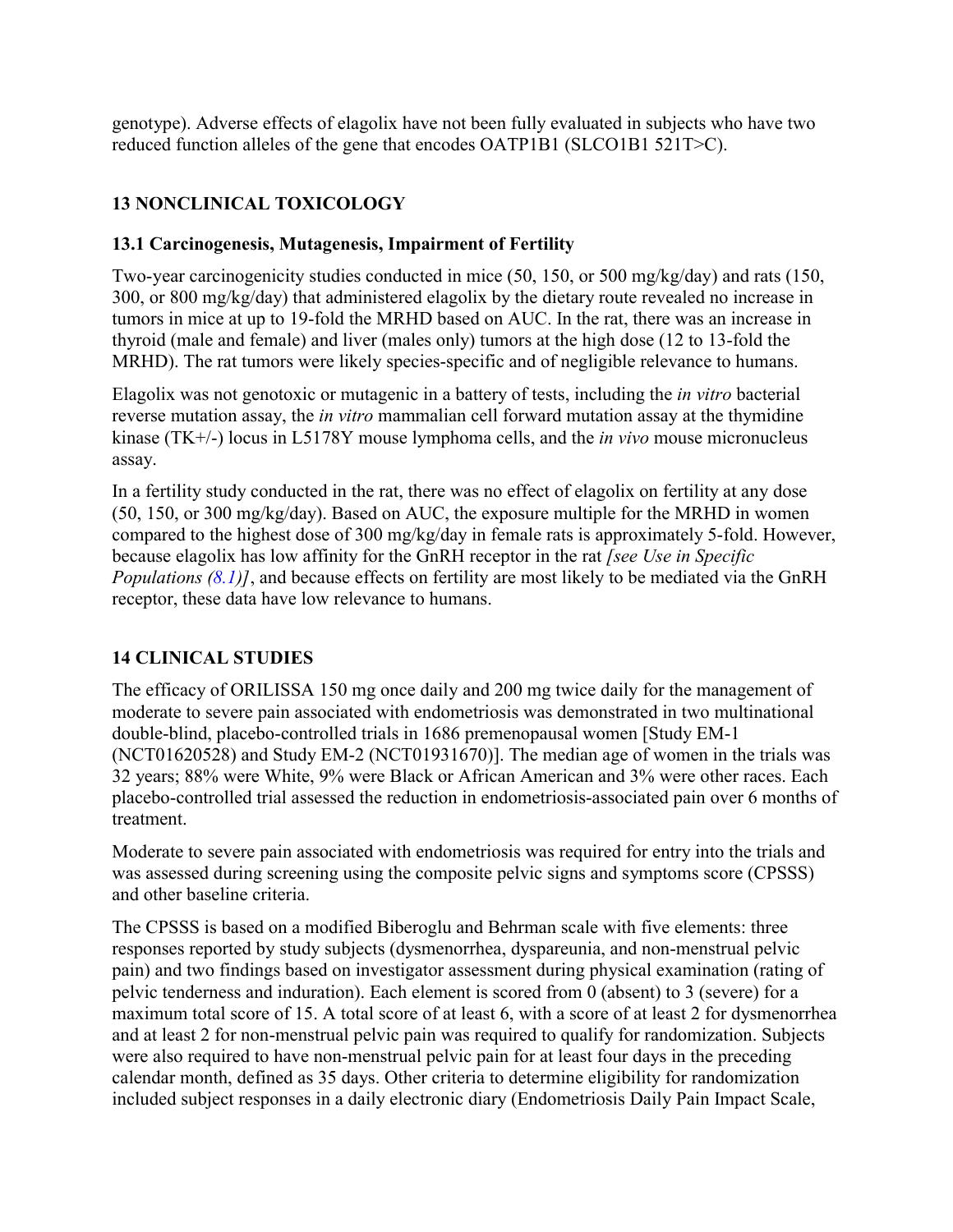genotype). Adverse effects of elagolix have not been fully evaluated in subjects who have two reduced function alleles of the gene that encodes OATP1B1 (SLCO1B1 521T>C).

## 13 NONCLINICAL TOXICOLOGY

### 13.1 Carcinogenesis, Mutagenesis, Impairment of Fertility

Two-year carcinogenicity studies conducted in mice (50, 150, or 500 mg/kg/day) and rats (150, 300, or 800 mg/kg/day) that administered elagolix by the dietary route revealed no increase in tumors in mice at up to 19-fold the MRHD based on AUC. In the rat, there was an increase in thyroid (male and female) and liver (males only) tumors at the high dose (12 to 13-fold the MRHD). The rat tumors were likely species-specific and of negligible relevance to humans.

Elagolix was not genotoxic or mutagenic in a battery of tests, including the *in vitro* bacterial reverse mutation assay, the *in vitro* mammalian cell forward mutation assay at the thymidine kinase (TK+/-) locus in L5178Y mouse lymphoma cells, and the *in vivo* mouse micronucleus assay.

In a fertility study conducted in the rat, there was no effect of elagolix on fertility at any dose (50, 150, or 300 mg/kg/day). Based on AUC, the exposure multiple for the MRHD in women compared to the highest dose of 300 mg/kg/day in female rats is approximately 5-fold. However, because elagolix has low affinity for the GnRH receptor in the rat *[see Use in Specific Populations (8.1)]*, and because effects on fertility are most likely to be mediated via the GnRH receptor, these data have low relevance to humans.

## 14 CLINICAL STUDIES

The efficacy of ORILISSA 150 mg once daily and 200 mg twice daily for the management of moderate to severe pain associated with endometriosis was demonstrated in two multinational double-blind, placebo-controlled trials in 1686 premenopausal women [Study EM-1 (NCT01620528) and Study EM-2 (NCT01931670)]. The median age of women in the trials was 32 years; 88% were White, 9% were Black or African American and 3% were other races. Each placebo-controlled trial assessed the reduction in endometriosis-associated pain over 6 months of treatment.

Moderate to severe pain associated with endometriosis was required for entry into the trials and was assessed during screening using the composite pelvic signs and symptoms score (CPSSS) and other baseline criteria.

The CPSSS is based on a modified Biberoglu and Behrman scale with five elements: three responses reported by study subjects (dysmenorrhea, dyspareunia, and non-menstrual pelvic pain) and two findings based on investigator assessment during physical examination (rating of pelvic tenderness and induration). Each element is scored from 0 (absent) to 3 (severe) for a maximum total score of 15. A total score of at least 6, with a score of at least 2 for dysmenorrhea and at least 2 for non-menstrual pelvic pain was required to qualify for randomization. Subjects were also required to have non-menstrual pelvic pain for at least four days in the preceding calendar month, defined as 35 days. Other criteria to determine eligibility for randomization included subject responses in a daily electronic diary (Endometriosis Daily Pain Impact Scale,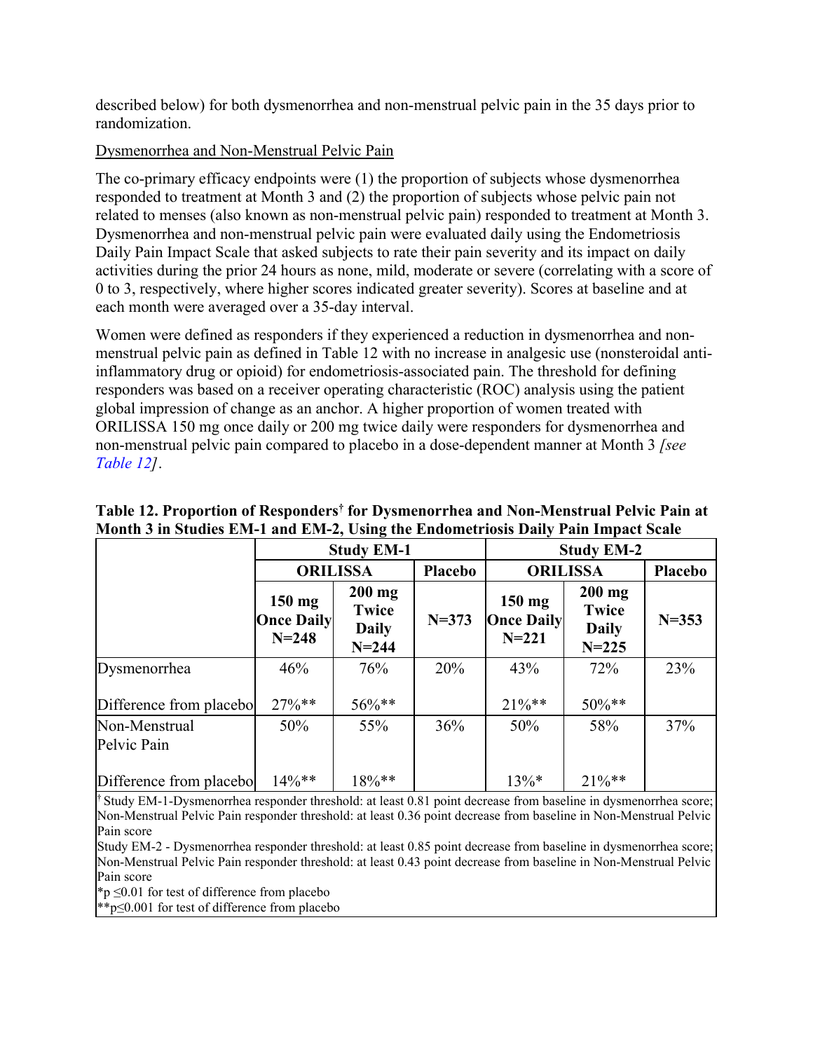described below) for both dysmenorrhea and non-menstrual pelvic pain in the 35 days prior to randomization.

Dysmenorrhea and Non-Menstrual Pelvic Pain

The co-primary efficacy endpoints were (1) the proportion of subjects whose dysmenorrhea responded to treatment at Month 3 and (2) the proportion of subjects whose pelvic pain not related to menses (also known as non-menstrual pelvic pain) responded to treatment at Month 3. Dysmenorrhea and non-menstrual pelvic pain were evaluated daily using the Endometriosis Daily Pain Impact Scale that asked subjects to rate their pain severity and its impact on daily activities during the prior 24 hours as none, mild, moderate or severe (correlating with a score of 0 to 3, respectively, where higher scores indicated greater severity). Scores at baseline and at each month were averaged over a 35-day interval.

Women were defined as responders if they experienced a reduction in dysmenorrhea and non-menstrual pelvic pain as defined in Table 12 with no increase in analgesic use (nonsteroidal anti-inflammatory drug or opioid) for endometriosis-associated pain. The threshold for defining responders was based on a receiver operating characteristic (ROC) analysis using the patient global impression of change as an anchor. A higher proportion of women treated with ORILISSA 150 mg once daily or 200 mg twice daily were responders for dysmenorrhea and non-menstrual pelvic pain compared to placebo in a dose-dependent manner at Month 3 *[see Table 12]*.

**Table 12. Proportion of Responders† for Dysmenorrhea and Non-Menstrual Pelvic Pain at Month 3 in Studies EM-1 and EM-2, Using the Endometriosis Daily Pain Impact Scale**

| | **Study EM-1** | | | **Study EM-2** | | |
|---|---|---|---|---|---|---|
| | **ORILISSA** | | **Placebo** | **ORILISSA** | | **Placebo** |
| | **150 mg Once Daily N=248** | **200 mg Twice Daily N=244** | **N=373** | **150 mg Once Daily N=221** | **200 mg Twice Daily N=225** | **N=353** |
| Dysmenorrhea | 46% | 76% | 20% | 43% | 72% | 23% |
| Difference from placebo | 27%** | 56%** | | 21%** | 50%** | |
| Non-Menstrual Pelvic Pain | 50% | 55% | 36% | 50% | 58% | 37% |
| Difference from placebo | 14%** | 18%** | | 13%* | 21%** | |

† Study EM-1-Dysmenorrhea responder threshold: at least 0.81 point decrease from baseline in dysmenorrhea score; Non-Menstrual Pelvic Pain responder threshold: at least 0.36 point decrease from baseline in Non-Menstrual Pelvic Pain score

Study EM-2 - Dysmenorrhea responder threshold: at least 0.85 point decrease from baseline in dysmenorrhea score; Non-Menstrual Pelvic Pain responder threshold: at least 0.43 point decrease from baseline in Non-Menstrual Pelvic Pain score

*$p \leq 0.01$ for test of difference from placebo

**$p \leq 0.001$ for test of difference from placebo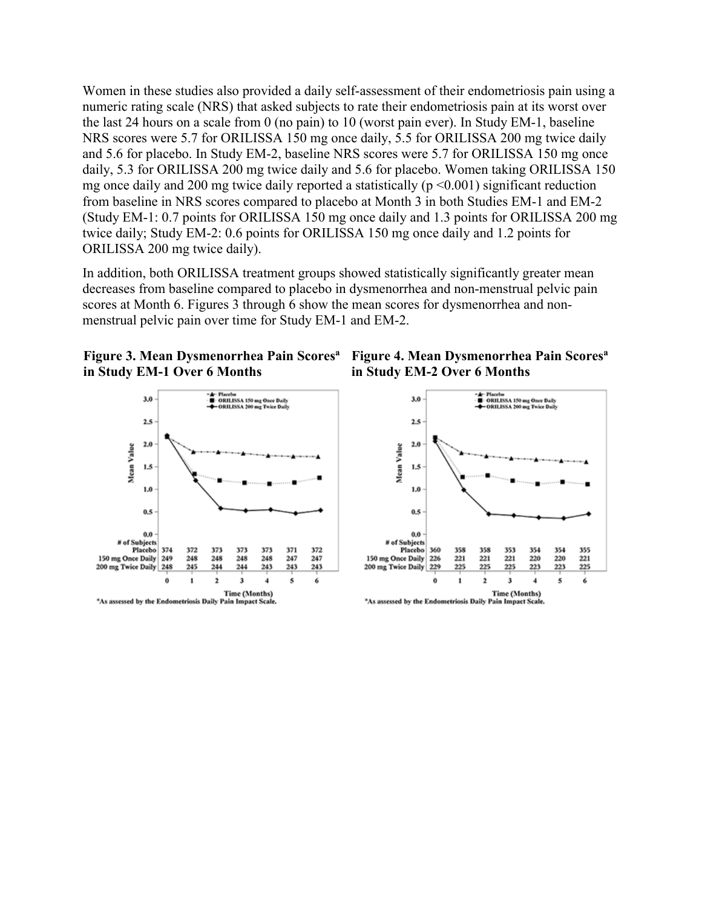Women in these studies also provided a daily self-assessment of their endometriosis pain using a numeric rating scale (NRS) that asked subjects to rate their endometriosis pain at its worst over the last 24 hours on a scale from 0 (no pain) to 10 (worst pain ever). In Study EM-1, baseline NRS scores were 5.7 for ORILISSA 150 mg once daily, 5.5 for ORILISSA 200 mg twice daily and 5.6 for placebo. In Study EM-2, baseline NRS scores were 5.7 for ORILISSA 150 mg once daily, 5.3 for ORILISSA 200 mg twice daily and 5.6 for placebo. Women taking ORILISSA 150 mg once daily and 200 mg twice daily reported a statistically ($p < 0.001$) significant reduction from baseline in NRS scores compared to placebo at Month 3 in both Studies EM-1 and EM-2 (Study EM-1: 0.7 points for ORILISSA 150 mg once daily and 1.3 points for ORILISSA 200 mg twice daily; Study EM-2: 0.6 points for ORILISSA 150 mg once daily and 1.2 points for ORILISSA 200 mg twice daily).

In addition, both ORILISSA treatment groups showed statistically significantly greater mean decreases from baseline compared to placebo in dysmenorrhea and non-menstrual pelvic pain scores at Month 6. Figures 3 through 6 show the mean scores for dysmenorrhea and non-menstrual pelvic pain over time for Study EM-1 and EM-2.

**Figure 3. Mean Dysmenorrhea Pain Scores[a] in Study EM-1 Over 6 Months**

| # of Subjects | 0 | 1 | 2 | 3 | 4 | 5 | 6 |
|---|---|---|---|---|---|---|---|
| Placebo | 374 | 372 | 373 | 373 | 373 | 371 | 372 |
| 150 mg Once Daily | 249 | 248 | 248 | 248 | 248 | 247 | 247 |
| 200 mg Twice Daily | 248 | 245 | 244 | 244 | 243 | 243 | 243 |

[a]As assessed by the Endometriosis Daily Pain Impact Scale.

**Figure 4. Mean Dysmenorrhea Pain Scores[a] in Study EM-2 Over 6 Months**

| # of Subjects | 0 | 1 | 2 | 3 | 4 | 5 | 6 |
|---|---|---|---|---|---|---|---|
| Placebo | 360 | 358 | 358 | 353 | 354 | 354 | 355 |
| 150 mg Once Daily | 226 | 221 | 221 | 221 | 220 | 220 | 221 |
| 200 mg Twice Daily | 229 | 225 | 225 | 225 | 223 | 223 | 225 |

[a]As assessed by the Endometriosis Daily Pain Impact Scale.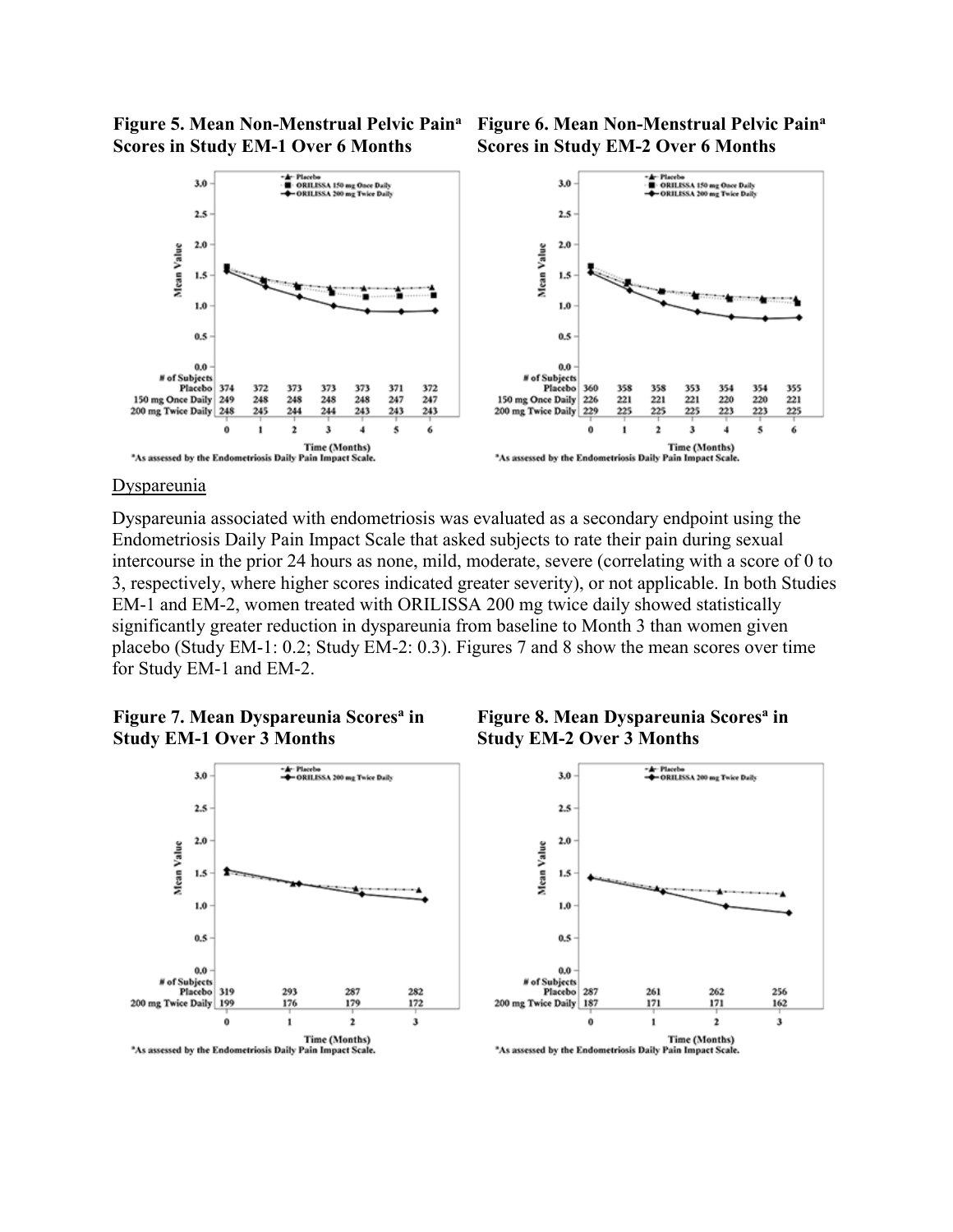**Figure 5. Mean Non-Menstrual Pelvic Pain[a] Scores in Study EM-1 Over 6 Months**

| # of Subjects | 0 | 1 | 2 | 3 | 4 | 5 | 6 |
|---|---|---|---|---|---|---|---|
| Placebo | 374 | 372 | 373 | 373 | 373 | 371 | 372 |
| 150 mg Once Daily | 249 | 248 | 248 | 248 | 248 | 247 | 247 |
| 200 mg Twice Daily | 248 | 245 | 244 | 244 | 243 | 243 | 243 |

[a]As assessed by the Endometriosis Daily Pain Impact Scale.

**Figure 6. Mean Non-Menstrual Pelvic Pain[a] Scores in Study EM-2 Over 6 Months**

| # of Subjects | 0 | 1 | 2 | 3 | 4 | 5 | 6 |
|---|---|---|---|---|---|---|---|
| Placebo | 360 | 358 | 358 | 353 | 354 | 354 | 355 |
| 150 mg Once Daily | 226 | 221 | 221 | 221 | 220 | 220 | 221 |
| 200 mg Twice Daily | 229 | 225 | 225 | 225 | 223 | 223 | 225 |

[a]As assessed by the Endometriosis Daily Pain Impact Scale.

<u>Dyspareunia</u>

Dyspareunia associated with endometriosis was evaluated as a secondary endpoint using the Endometriosis Daily Pain Impact Scale that asked subjects to rate their pain during sexual intercourse in the prior 24 hours as none, mild, moderate, severe (correlating with a score of 0 to 3, respectively, where higher scores indicated greater severity), or not applicable. In both Studies EM-1 and EM-2, women treated with ORILISSA 200 mg twice daily showed statistically significantly greater reduction in dyspareunia from baseline to Month 3 than women given placebo (Study EM-1: 0.2; Study EM-2: 0.3). Figures 7 and 8 show the mean scores over time for Study EM-1 and EM-2.

**Figure 7. Mean Dyspareunia Scores[a] in Study EM-1 Over 3 Months**

| # of Subjects | 0 | 1 | 2 | 3 |
|---|---|---|---|---|
| Placebo | 319 | 293 | 287 | 282 |
| 200 mg Twice Daily | 199 | 176 | 179 | 172 |

[a]As assessed by the Endometriosis Daily Pain Impact Scale.

**Figure 8. Mean Dyspareunia Scores[a] in Study EM-2 Over 3 Months**

| # of Subjects | 0 | 1 | 2 | 3 |
|---|---|---|---|---|
| Placebo | 287 | 261 | 262 | 256 |
| 200 mg Twice Daily | 187 | 171 | 171 | 162 |

[a]As assessed by the Endometriosis Daily Pain Impact Scale.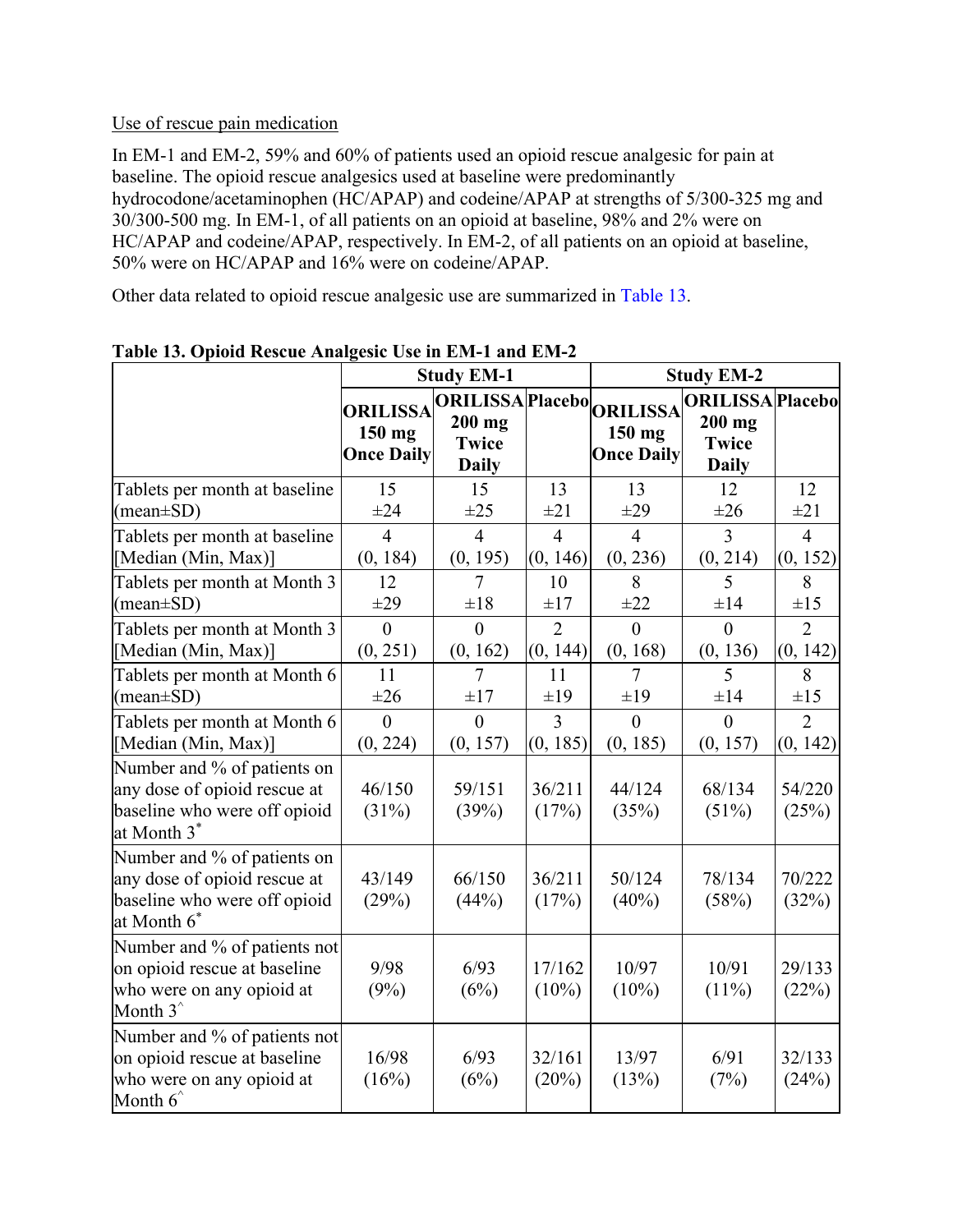Use of rescue pain medication

In EM-1 and EM-2, 59% and 60% of patients used an opioid rescue analgesic for pain at baseline. The opioid rescue analgesics used at baseline were predominantly hydrocodone/acetaminophen (HC/APAP) and codeine/APAP at strengths of 5/300-325 mg and 30/300-500 mg. In EM-1, of all patients on an opioid at baseline, 98% and 2% were on HC/APAP and codeine/APAP, respectively. In EM-2, of all patients on an opioid at baseline, 50% were on HC/APAP and 16% were on codeine/APAP.

Other data related to opioid rescue analgesic use are summarized in Table 13.

**Table 13. Opioid Rescue Analgesic Use in EM-1 and EM-2**

| | Study EM-1 | | | Study EM-2 | | |
|---|---|---|---|---|---|---|
| | ORILISSA 150 mg Once Daily | ORILISSA 200 mg Twice Daily | Placebo | ORILISSA 150 mg Once Daily | ORILISSA 200 mg Twice Daily | Placebo |
| Tablets per month at baseline (mean±SD) | 15 ±24 | 15 ±25 | 13 ±21 | 13 ±29 | 12 ±26 | 12 ±21 |
| Tablets per month at baseline [Median (Min, Max)] | 4 (0, 184) | 4 (0, 195) | 4 (0, 146) | 4 (0, 236) | 3 (0, 214) | 4 (0, 152) |
| Tablets per month at Month 3 (mean±SD) | 12 ±29 | 7 ±18 | 10 ±17 | 8 ±22 | 5 ±14 | 8 ±15 |
| Tablets per month at Month 3 [Median (Min, Max)] | 0 (0, 251) | 0 (0, 162) | 2 (0, 144) | 0 (0, 168) | 0 (0, 136) | 2 (0, 142) |
| Tablets per month at Month 6 (mean±SD) | 11 ±26 | 7 ±17 | 11 ±19 | 7 ±19 | 5 ±14 | 8 ±15 |
| Tablets per month at Month 6 [Median (Min, Max)] | 0 (0, 224) | 0 (0, 157) | 3 (0, 185) | 0 (0, 185) | 0 (0, 157) | 2 (0, 142) |
| Number and % of patients on any dose of opioid rescue at baseline who were off opioid at Month 3* | 46/150 (31%) | 59/151 (39%) | 36/211 (17%) | 44/124 (35%) | 68/134 (51%) | 54/220 (25%) |
| Number and % of patients on any dose of opioid rescue at baseline who were off opioid at Month 6* | 43/149 (29%) | 66/150 (44%) | 36/211 (17%) | 50/124 (40%) | 78/134 (58%) | 70/222 (32%) |
| Number and % of patients not on opioid rescue at baseline who were on any opioid at Month 3^ | 9/98 (9%) | 6/93 (6%) | 17/162 (10%) | 10/97 (10%) | 10/91 (11%) | 29/133 (22%) |
| Number and % of patients not on opioid rescue at baseline who were on any opioid at Month 6^ | 16/98 (16%) | 6/93 (6%) | 32/161 (20%) | 13/97 (13%) | 6/91 (7%) | 32/133 (24%) |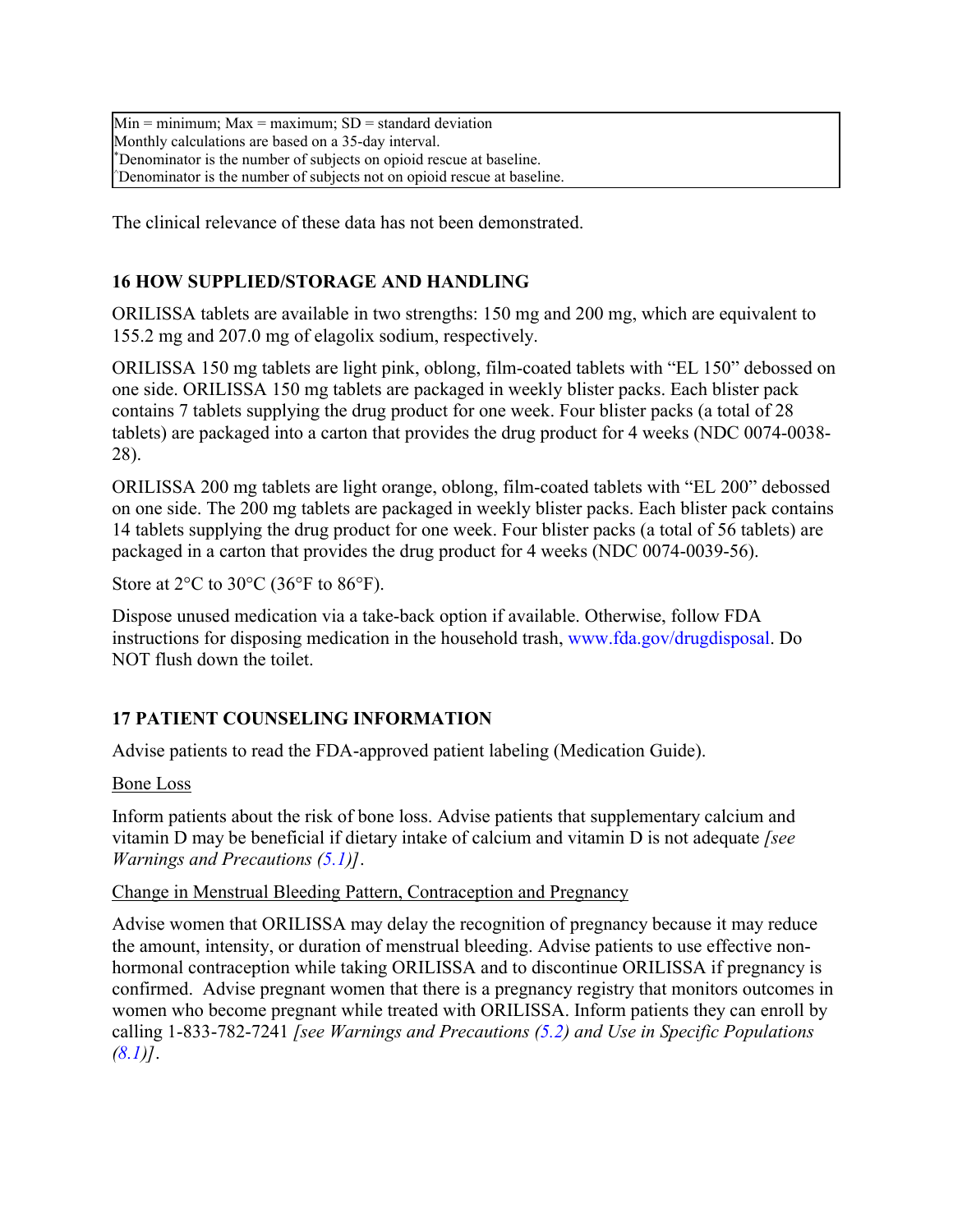Min = minimum; Max = maximum; SD = standard deviation
Monthly calculations are based on a 35-day interval.
*Denominator is the number of subjects on opioid rescue at baseline.
^Denominator is the number of subjects not on opioid rescue at baseline.

The clinical relevance of these data has not been demonstrated.

## 16 HOW SUPPLIED/STORAGE AND HANDLING

ORILISSA tablets are available in two strengths: 150 mg and 200 mg, which are equivalent to 155.2 mg and 207.0 mg of elagolix sodium, respectively.

ORILISSA 150 mg tablets are light pink, oblong, film-coated tablets with "EL 150" debossed on one side. ORILISSA 150 mg tablets are packaged in weekly blister packs. Each blister pack contains 7 tablets supplying the drug product for one week. Four blister packs (a total of 28 tablets) are packaged into a carton that provides the drug product for 4 weeks (NDC 0074-0038-28).

ORILISSA 200 mg tablets are light orange, oblong, film-coated tablets with "EL 200" debossed on one side. The 200 mg tablets are packaged in weekly blister packs. Each blister pack contains 14 tablets supplying the drug product for one week. Four blister packs (a total of 56 tablets) are packaged in a carton that provides the drug product for 4 weeks (NDC 0074-0039-56).

Store at 2°C to 30°C (36°F to 86°F).

Dispose unused medication via a take-back option if available. Otherwise, follow FDA instructions for disposing medication in the household trash, www.fda.gov/drugdisposal. Do NOT flush down the toilet.

## 17 PATIENT COUNSELING INFORMATION

Advise patients to read the FDA-approved patient labeling (Medication Guide).

Bone Loss

Inform patients about the risk of bone loss. Advise patients that supplementary calcium and vitamin D may be beneficial if dietary intake of calcium and vitamin D is not adequate *[see Warnings and Precautions (5.1)]*.

Change in Menstrual Bleeding Pattern, Contraception and Pregnancy

Advise women that ORILISSA may delay the recognition of pregnancy because it may reduce the amount, intensity, or duration of menstrual bleeding. Advise patients to use effective non-hormonal contraception while taking ORILISSA and to discontinue ORILISSA if pregnancy is confirmed. Advise pregnant women that there is a pregnancy registry that monitors outcomes in women who become pregnant while treated with ORILISSA. Inform patients they can enroll by calling 1-833-782-7241 *[see Warnings and Precautions (5.2) and Use in Specific Populations (8.1)]*.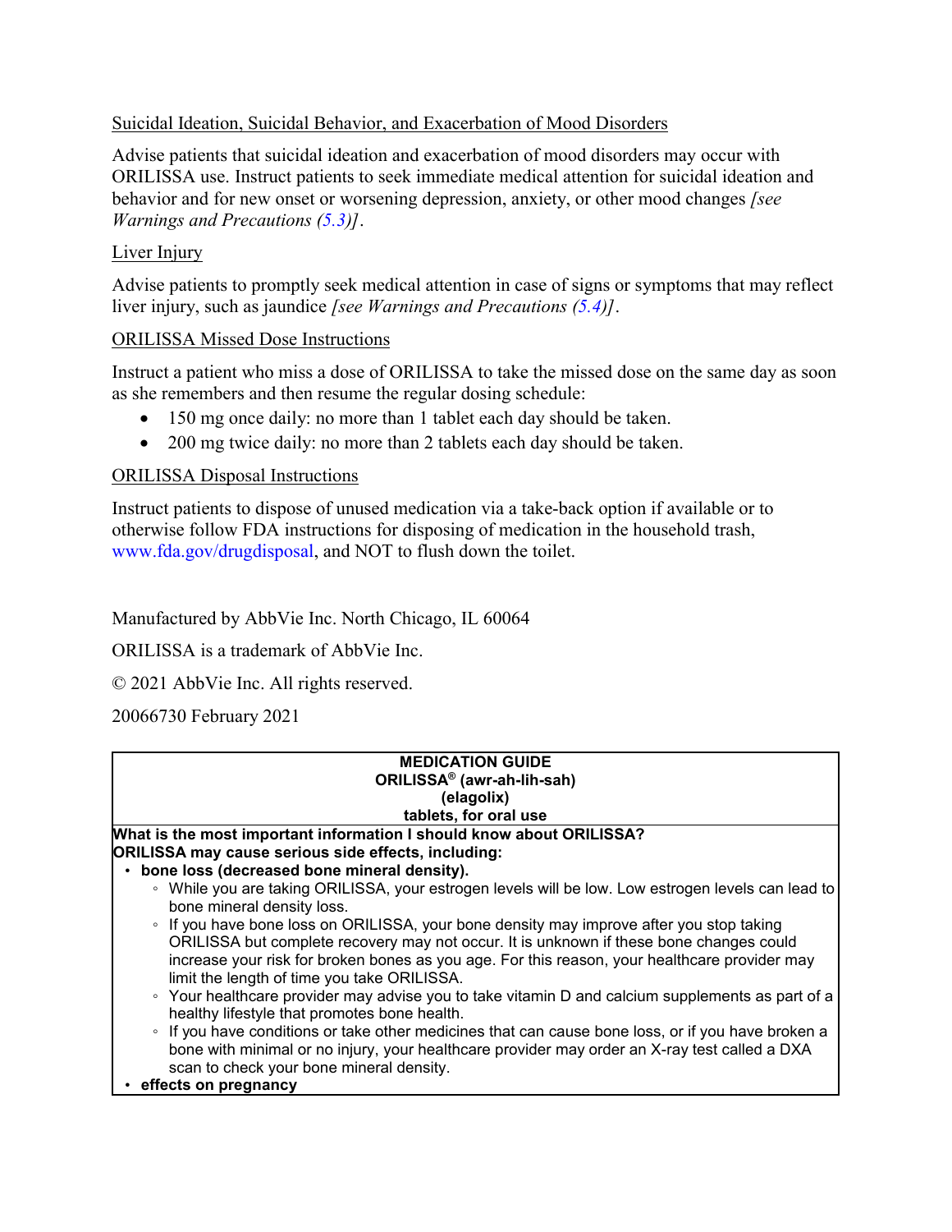Suicidal Ideation, Suicidal Behavior, and Exacerbation of Mood Disorders

Advise patients that suicidal ideation and exacerbation of mood disorders may occur with ORILISSA use. Instruct patients to seek immediate medical attention for suicidal ideation and behavior and for new onset or worsening depression, anxiety, or other mood changes *[see Warnings and Precautions (5.3)]*.

Liver Injury

Advise patients to promptly seek medical attention in case of signs or symptoms that may reflect liver injury, such as jaundice *[see Warnings and Precautions (5.4)]*.

ORILISSA Missed Dose Instructions

Instruct a patient who miss a dose of ORILISSA to take the missed dose on the same day as soon as she remembers and then resume the regular dosing schedule:

- 150 mg once daily: no more than 1 tablet each day should be taken.
- 200 mg twice daily: no more than 2 tablets each day should be taken.

ORILISSA Disposal Instructions

Instruct patients to dispose of unused medication via a take-back option if available or to otherwise follow FDA instructions for disposing of medication in the household trash, www.fda.gov/drugdisposal, and NOT to flush down the toilet.

Manufactured by AbbVie Inc. North Chicago, IL 60064

ORILISSA is a trademark of AbbVie Inc.

© 2021 AbbVie Inc. All rights reserved.

20066730 February 2021

**MEDICATION GUIDE**
**ORILISSA® (awr-ah-lih-sah)**
**(elagolix)**
**tablets, for oral use**

**What is the most important information I should know about ORILISSA?**

**ORILISSA may cause serious side effects, including:**

- **bone loss (decreased bone mineral density).**
  - While you are taking ORILISSA, your estrogen levels will be low. Low estrogen levels can lead to bone mineral density loss.
  - If you have bone loss on ORILISSA, your bone density may improve after you stop taking ORILISSA but complete recovery may not occur. It is unknown if these bone changes could increase your risk for broken bones as you age. For this reason, your healthcare provider may limit the length of time you take ORILISSA.
  - Your healthcare provider may advise you to take vitamin D and calcium supplements as part of a healthy lifestyle that promotes bone health.
  - If you have conditions or take other medicines that can cause bone loss, or if you have broken a bone with minimal or no injury, your healthcare provider may order an X-ray test called a DXA scan to check your bone mineral density.
- **effects on pregnancy**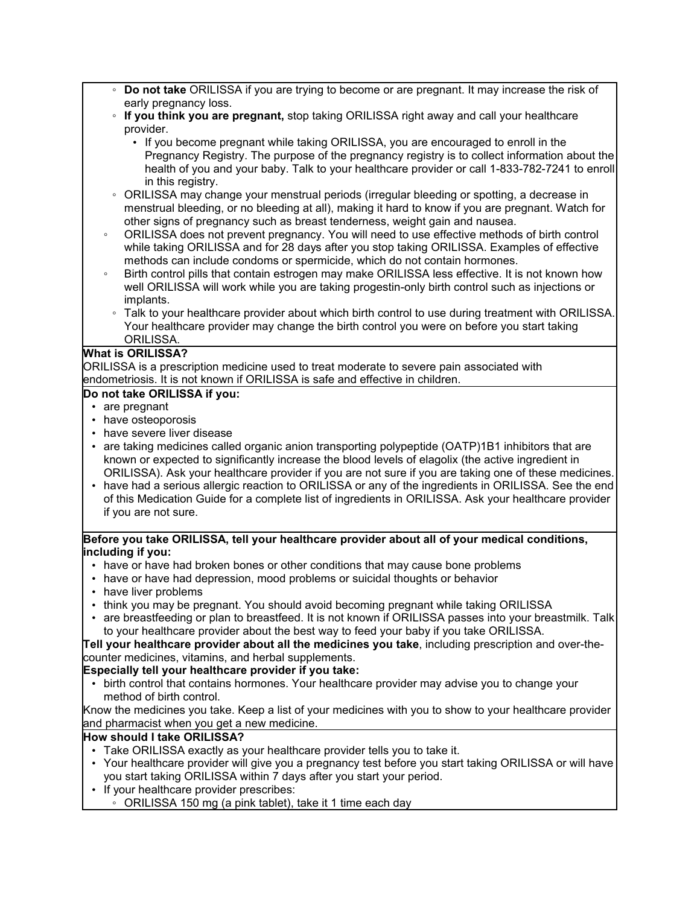- **Do not take** ORILISSA if you are trying to become or are pregnant. It may increase the risk of early pregnancy loss.
- **If you think you are pregnant,** stop taking ORILISSA right away and call your healthcare provider.
  - If you become pregnant while taking ORILISSA, you are encouraged to enroll in the Pregnancy Registry. The purpose of the pregnancy registry is to collect information about the health of you and your baby. Talk to your healthcare provider or call 1-833-782-7241 to enroll in this registry.
- ORILISSA may change your menstrual periods (irregular bleeding or spotting, a decrease in menstrual bleeding, or no bleeding at all), making it hard to know if you are pregnant. Watch for other signs of pregnancy such as breast tenderness, weight gain and nausea.
- ORILISSA does not prevent pregnancy. You will need to use effective methods of birth control while taking ORILISSA and for 28 days after you stop taking ORILISSA. Examples of effective methods can include condoms or spermicide, which do not contain hormones.
- Birth control pills that contain estrogen may make ORILISSA less effective. It is not known how well ORILISSA will work while you are taking progestin-only birth control such as injections or implants.
- Talk to your healthcare provider about which birth control to use during treatment with ORILISSA. Your healthcare provider may change the birth control you were on before you start taking ORILISSA.

**What is ORILISSA?**

ORILISSA is a prescription medicine used to treat moderate to severe pain associated with endometriosis. It is not known if ORILISSA is safe and effective in children.

**Do not take ORILISSA if you:**

- are pregnant
- have osteoporosis
- have severe liver disease
- are taking medicines called organic anion transporting polypeptide (OATP)1B1 inhibitors that are known or expected to significantly increase the blood levels of elagolix (the active ingredient in ORILISSA). Ask your healthcare provider if you are not sure if you are taking one of these medicines.
- have had a serious allergic reaction to ORILISSA or any of the ingredients in ORILISSA. See the end of this Medication Guide for a complete list of ingredients in ORILISSA. Ask your healthcare provider if you are not sure.

**Before you take ORILISSA, tell your healthcare provider about all of your medical conditions, including if you:**

- have or have had broken bones or other conditions that may cause bone problems
- have or have had depression, mood problems or suicidal thoughts or behavior
- have liver problems
- think you may be pregnant. You should avoid becoming pregnant while taking ORILISSA
- are breastfeeding or plan to breastfeed. It is not known if ORILISSA passes into your breastmilk. Talk to your healthcare provider about the best way to feed your baby if you take ORILISSA.

**Tell your healthcare provider about all the medicines you take**, including prescription and over-the-counter medicines, vitamins, and herbal supplements.

**Especially tell your healthcare provider if you take:**

- birth control that contains hormones. Your healthcare provider may advise you to change your method of birth control.

Know the medicines you take. Keep a list of your medicines with you to show to your healthcare provider and pharmacist when you get a new medicine.

**How should I take ORILISSA?**

- Take ORILISSA exactly as your healthcare provider tells you to take it.
- Your healthcare provider will give you a pregnancy test before you start taking ORILISSA or will have you start taking ORILISSA within 7 days after you start your period.
- If your healthcare provider prescribes:
  - ORILISSA 150 mg (a pink tablet), take it 1 time each day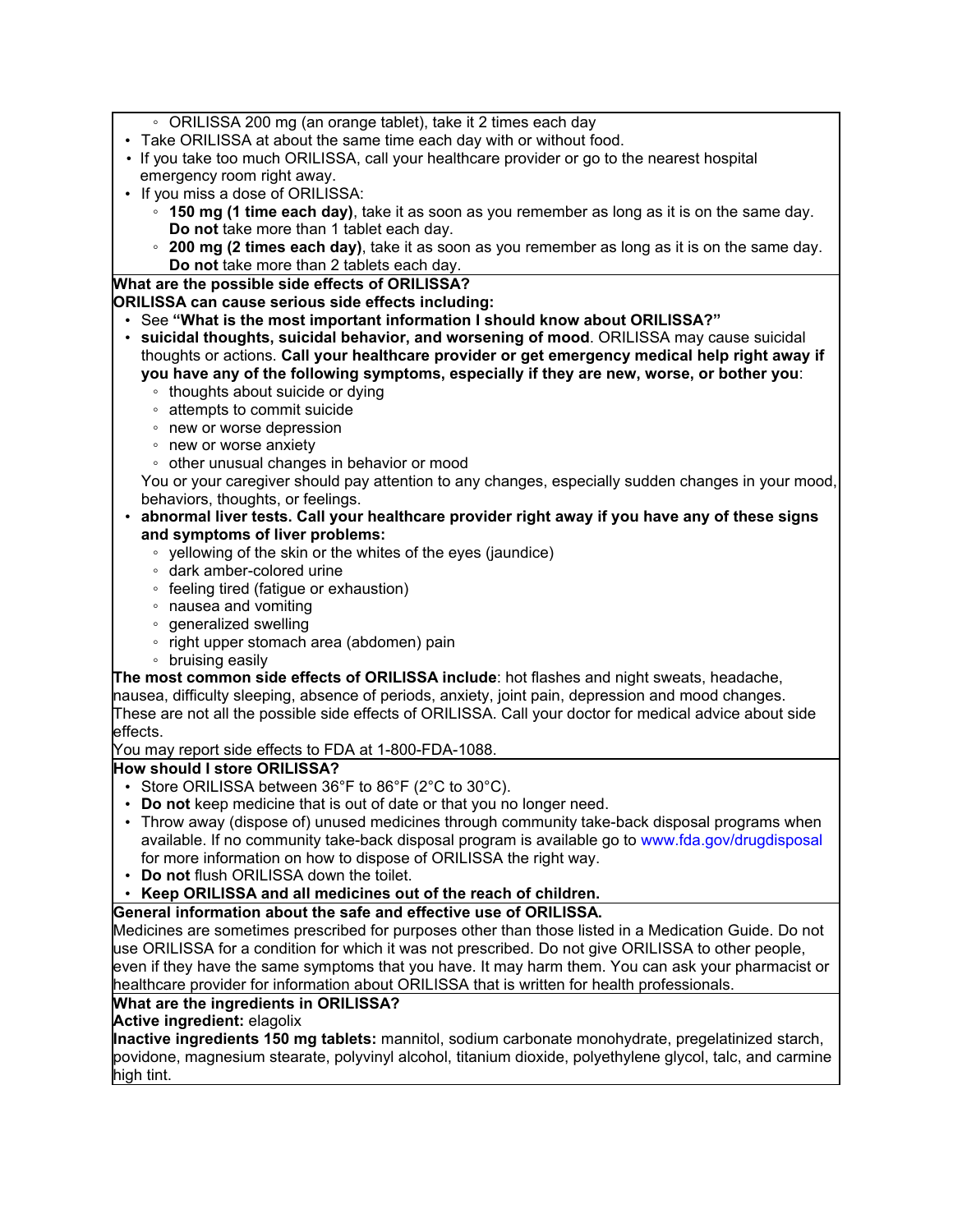- ORILISSA 200 mg (an orange tablet), take it 2 times each day
- Take ORILISSA at about the same time each day with or without food.
- If you take too much ORILISSA, call your healthcare provider or go to the nearest hospital emergency room right away.
- If you miss a dose of ORILISSA:
  - **150 mg (1 time each day)**, take it as soon as you remember as long as it is on the same day. **Do not** take more than 1 tablet each day.
  - **200 mg (2 times each day)**, take it as soon as you remember as long as it is on the same day. **Do not** take more than 2 tablets each day.

**What are the possible side effects of ORILISSA?**

**ORILISSA can cause serious side effects including:**

- See **"What is the most important information I should know about ORILISSA?"**
- **suicidal thoughts, suicidal behavior, and worsening of mood**. ORILISSA may cause suicidal thoughts or actions. **Call your healthcare provider or get emergency medical help right away if you have any of the following symptoms, especially if they are new, worse, or bother you**:
  - thoughts about suicide or dying
  - attempts to commit suicide
  - new or worse depression
  - new or worse anxiety
  - other unusual changes in behavior or mood

  You or your caregiver should pay attention to any changes, especially sudden changes in your mood, behaviors, thoughts, or feelings.
- **abnormal liver tests. Call your healthcare provider right away if you have any of these signs and symptoms of liver problems:**
  - yellowing of the skin or the whites of the eyes (jaundice)
  - dark amber-colored urine
  - feeling tired (fatigue or exhaustion)
  - nausea and vomiting
  - generalized swelling
  - right upper stomach area (abdomen) pain
  - bruising easily

**The most common side effects of ORILISSA include**: hot flashes and night sweats, headache, nausea, difficulty sleeping, absence of periods, anxiety, joint pain, depression and mood changes.

These are not all the possible side effects of ORILISSA. Call your doctor for medical advice about side effects.

You may report side effects to FDA at 1-800-FDA-1088.

**How should I store ORILISSA?**

- Store ORILISSA between 36°F to 86°F (2°C to 30°C).
- **Do not** keep medicine that is out of date or that you no longer need.
- Throw away (dispose of) unused medicines through community take-back disposal programs when available. If no community take-back disposal program is available go to www.fda.gov/drugdisposal for more information on how to dispose of ORILISSA the right way.
- **Do not** flush ORILISSA down the toilet.
- **Keep ORILISSA and all medicines out of the reach of children.**

**General information about the safe and effective use of ORILISSA.**

Medicines are sometimes prescribed for purposes other than those listed in a Medication Guide. Do not use ORILISSA for a condition for which it was not prescribed. Do not give ORILISSA to other people, even if they have the same symptoms that you have. It may harm them. You can ask your pharmacist or healthcare provider for information about ORILISSA that is written for health professionals.

**What are the ingredients in ORILISSA?**

**Active ingredient:** elagolix

**Inactive ingredients 150 mg tablets:** mannitol, sodium carbonate monohydrate, pregelatinized starch, povidone, magnesium stearate, polyvinyl alcohol, titanium dioxide, polyethylene glycol, talc, and carmine high tint.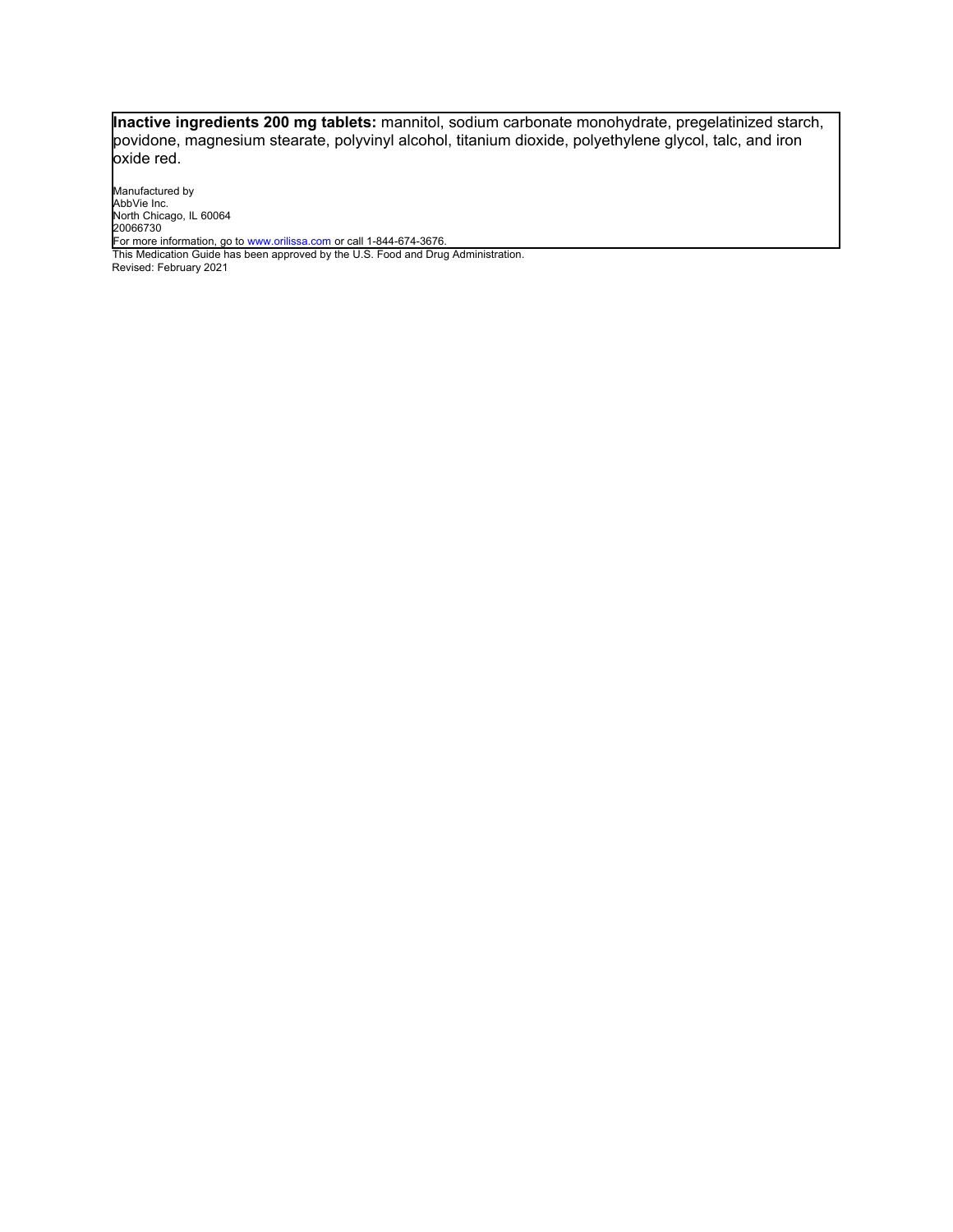**Inactive ingredients 200 mg tablets:** mannitol, sodium carbonate monohydrate, pregelatinized starch, povidone, magnesium stearate, polyvinyl alcohol, titanium dioxide, polyethylene glycol, talc, and iron oxide red.

Manufactured by
AbbVie Inc.
North Chicago, IL 60064
20066730
For more information, go to www.orilissa.com or call 1-844-674-3676.

This Medication Guide has been approved by the U.S. Food and Drug Administration.
Revised: February 2021